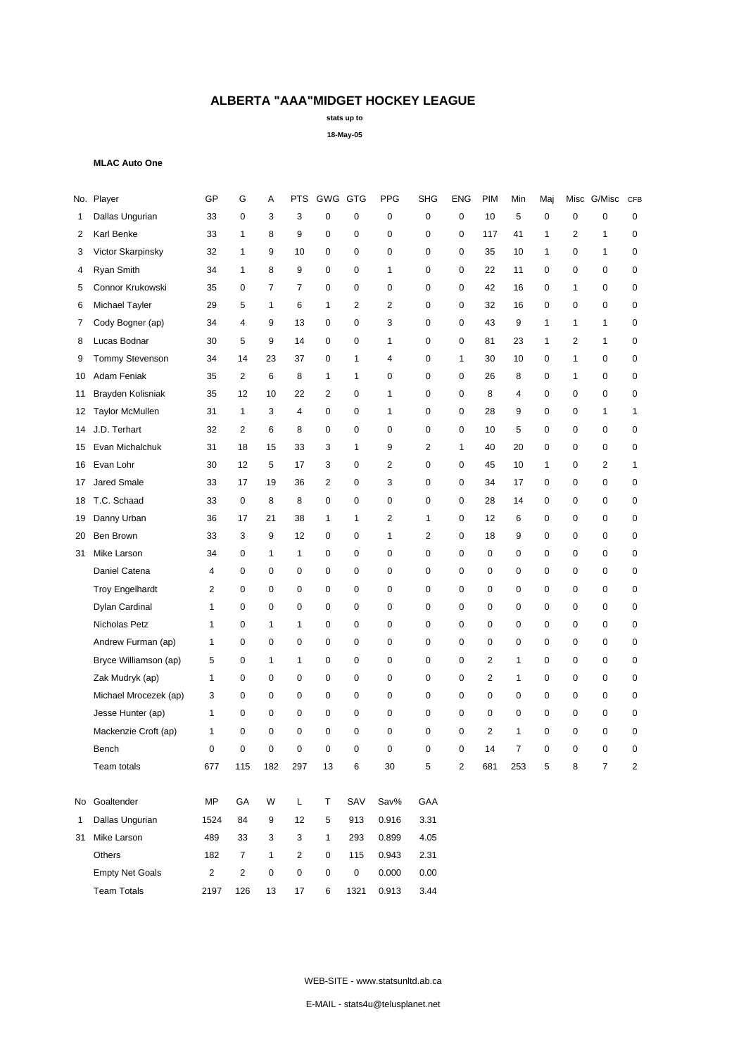# ALBERTA "AAA"MIDGET HOCKEY LEAGUE

**stats up to**

**18-May-05**

**MLAC Auto One**

| No. | Player | GP | G | A | PTS | GWG | GTG | PPG | SHG | ENG | PIM | Min | Maj | Misc | G/Misc | CFB |
|---|---|---|---|---|---|---|---|---|---|---|---|---|---|---|---|---|
| 1 | Dallas Ungurian | 33 | 0 | 3 | 3 | 0 | 0 | 0 | 0 | 0 | 10 | 5 | 0 | 0 | 0 | 0 |
| 2 | Karl Benke | 33 | 1 | 8 | 9 | 0 | 0 | 0 | 0 | 0 | 117 | 41 | 1 | 2 | 1 | 0 |
| 3 | Victor Skarpinsky | 32 | 1 | 9 | 10 | 0 | 0 | 0 | 0 | 0 | 35 | 10 | 1 | 0 | 1 | 0 |
| 4 | Ryan Smith | 34 | 1 | 8 | 9 | 0 | 0 | 1 | 0 | 0 | 22 | 11 | 0 | 0 | 0 | 0 |
| 5 | Connor Krukowski | 35 | 0 | 7 | 7 | 0 | 0 | 0 | 0 | 0 | 42 | 16 | 0 | 1 | 0 | 0 |
| 6 | Michael Tayler | 29 | 5 | 1 | 6 | 1 | 2 | 2 | 0 | 0 | 32 | 16 | 0 | 0 | 0 | 0 |
| 7 | Cody Bogner (ap) | 34 | 4 | 9 | 13 | 0 | 0 | 3 | 0 | 0 | 43 | 9 | 1 | 1 | 1 | 0 |
| 8 | Lucas Bodnar | 30 | 5 | 9 | 14 | 0 | 0 | 1 | 0 | 0 | 81 | 23 | 1 | 2 | 1 | 0 |
| 9 | Tommy Stevenson | 34 | 14 | 23 | 37 | 0 | 1 | 4 | 0 | 1 | 30 | 10 | 0 | 1 | 0 | 0 |
| 10 | Adam Feniak | 35 | 2 | 6 | 8 | 1 | 1 | 0 | 0 | 0 | 26 | 8 | 0 | 1 | 0 | 0 |
| 11 | Brayden Kolisniak | 35 | 12 | 10 | 22 | 2 | 0 | 1 | 0 | 0 | 8 | 4 | 0 | 0 | 0 | 0 |
| 12 | Taylor McMullen | 31 | 1 | 3 | 4 | 0 | 0 | 1 | 0 | 0 | 28 | 9 | 0 | 0 | 1 | 1 |
| 14 | J.D. Terhart | 32 | 2 | 6 | 8 | 0 | 0 | 0 | 0 | 0 | 10 | 5 | 0 | 0 | 0 | 0 |
| 15 | Evan Michalchuk | 31 | 18 | 15 | 33 | 3 | 1 | 9 | 2 | 1 | 40 | 20 | 0 | 0 | 0 | 0 |
| 16 | Evan Lohr | 30 | 12 | 5 | 17 | 3 | 0 | 2 | 0 | 0 | 45 | 10 | 1 | 0 | 2 | 1 |
| 17 | Jared Smale | 33 | 17 | 19 | 36 | 2 | 0 | 3 | 0 | 0 | 34 | 17 | 0 | 0 | 0 | 0 |
| 18 | T.C. Schaad | 33 | 0 | 8 | 8 | 0 | 0 | 0 | 0 | 0 | 28 | 14 | 0 | 0 | 0 | 0 |
| 19 | Danny Urban | 36 | 17 | 21 | 38 | 1 | 1 | 2 | 1 | 0 | 12 | 6 | 0 | 0 | 0 | 0 |
| 20 | Ben Brown | 33 | 3 | 9 | 12 | 0 | 0 | 1 | 2 | 0 | 18 | 9 | 0 | 0 | 0 | 0 |
| 31 | Mike Larson | 34 | 0 | 1 | 1 | 0 | 0 | 0 | 0 | 0 | 0 | 0 | 0 | 0 | 0 | 0 |
| | Daniel Catena | 4 | 0 | 0 | 0 | 0 | 0 | 0 | 0 | 0 | 0 | 0 | 0 | 0 | 0 | 0 |
| | Troy Engelhardt | 2 | 0 | 0 | 0 | 0 | 0 | 0 | 0 | 0 | 0 | 0 | 0 | 0 | 0 | 0 |
| | Dylan Cardinal | 1 | 0 | 0 | 0 | 0 | 0 | 0 | 0 | 0 | 0 | 0 | 0 | 0 | 0 | 0 |
| | Nicholas Petz | 1 | 0 | 1 | 1 | 0 | 0 | 0 | 0 | 0 | 0 | 0 | 0 | 0 | 0 | 0 |
| | Andrew Furman (ap) | 1 | 0 | 0 | 0 | 0 | 0 | 0 | 0 | 0 | 0 | 0 | 0 | 0 | 0 | 0 |
| | Bryce Williamson (ap) | 5 | 0 | 1 | 1 | 0 | 0 | 0 | 0 | 0 | 2 | 1 | 0 | 0 | 0 | 0 |
| | Zak Mudryk (ap) | 1 | 0 | 0 | 0 | 0 | 0 | 0 | 0 | 0 | 2 | 1 | 0 | 0 | 0 | 0 |
| | Michael Mrocezek (ap) | 3 | 0 | 0 | 0 | 0 | 0 | 0 | 0 | 0 | 0 | 0 | 0 | 0 | 0 | 0 |
| | Jesse Hunter (ap) | 1 | 0 | 0 | 0 | 0 | 0 | 0 | 0 | 0 | 0 | 0 | 0 | 0 | 0 | 0 |
| | Mackenzie Croft (ap) | 1 | 0 | 0 | 0 | 0 | 0 | 0 | 0 | 0 | 2 | 1 | 0 | 0 | 0 | 0 |
| | Bench | 0 | 0 | 0 | 0 | 0 | 0 | 0 | 0 | 0 | 14 | 7 | 0 | 0 | 0 | 0 |
| | Team totals | 677 | 115 | 182 | 297 | 13 | 6 | 30 | 5 | 2 | 681 | 253 | 5 | 8 | 7 | 2 |

| No | Goaltender | MP | GA | W | L | T | SAV | Sav% | GAA |
|---|---|---|---|---|---|---|---|---|---|
| 1 | Dallas Ungurian | 1524 | 84 | 9 | 12 | 5 | 913 | 0.916 | 3.31 |
| 31 | Mike Larson | 489 | 33 | 3 | 3 | 1 | 293 | 0.899 | 4.05 |
| | Others | 182 | 7 | 1 | 2 | 0 | 115 | 0.943 | 2.31 |
| | Empty Net Goals | 2 | 2 | 0 | 0 | 0 | 0 | 0.000 | 0.00 |
| | Team Totals | 2197 | 126 | 13 | 17 | 6 | 1321 | 0.913 | 3.44 |

WEB-SITE - www.statsunltd.ab.ca

E-MAIL - stats4u@telusplanet.net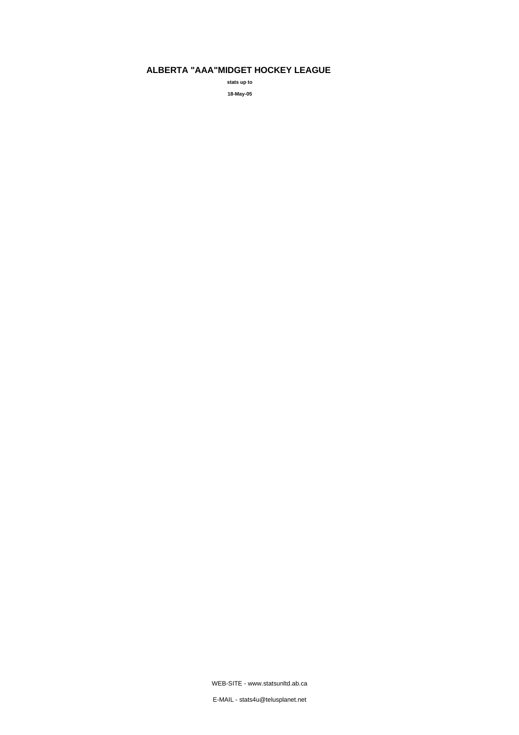# ALBERTA "AAA"MIDGET HOCKEY LEAGUE

**stats up to**

**18-May-05**

WEB-SITE - www.statsunltd.ab.ca

E-MAIL - stats4u@telusplanet.net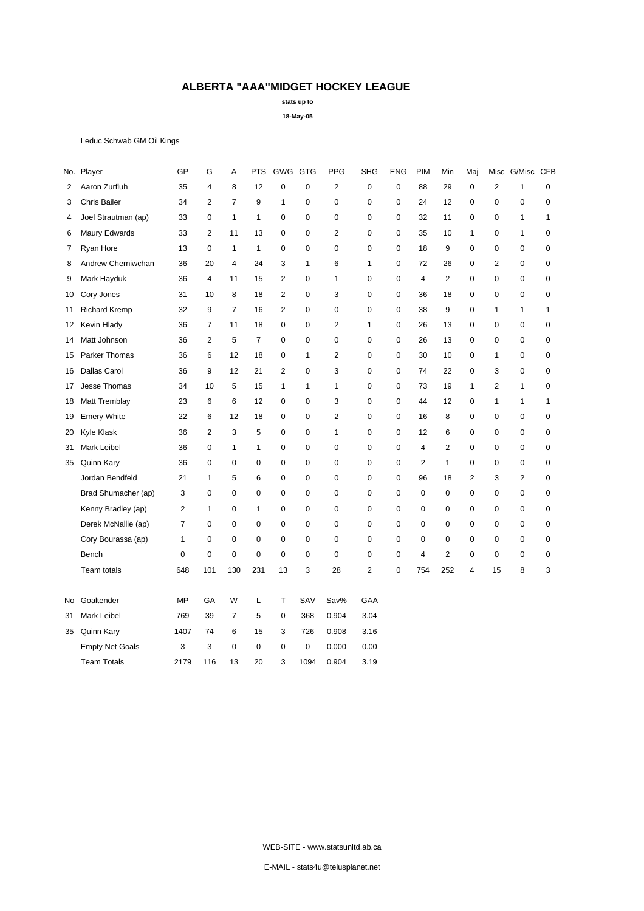# ALBERTA "AAA"MIDGET HOCKEY LEAGUE

**stats up to**

**18-May-05**

Leduc Schwab GM Oil Kings

| No. | Player | GP | G | A | PTS | GWG | GTG | PPG | SHG | ENG | PIM | Min | Maj | Misc | G/Misc | CFB |
|---|---|---|---|---|---|---|---|---|---|---|---|---|---|---|---|---|
| 2 | Aaron Zurfluh | 35 | 4 | 8 | 12 | 0 | 0 | 2 | 0 | 0 | 88 | 29 | 0 | 2 | 1 | 0 |
| 3 | Chris Bailer | 34 | 2 | 7 | 9 | 1 | 0 | 0 | 0 | 0 | 24 | 12 | 0 | 0 | 0 | 0 |
| 4 | Joel Strautman (ap) | 33 | 0 | 1 | 1 | 0 | 0 | 0 | 0 | 0 | 32 | 11 | 0 | 0 | 1 | 1 |
| 6 | Maury Edwards | 33 | 2 | 11 | 13 | 0 | 0 | 2 | 0 | 0 | 35 | 10 | 1 | 0 | 1 | 0 |
| 7 | Ryan Hore | 13 | 0 | 1 | 1 | 0 | 0 | 0 | 0 | 0 | 18 | 9 | 0 | 0 | 0 | 0 |
| 8 | Andrew Cherniwchan | 36 | 20 | 4 | 24 | 3 | 1 | 6 | 1 | 0 | 72 | 26 | 0 | 2 | 0 | 0 |
| 9 | Mark Hayduk | 36 | 4 | 11 | 15 | 2 | 0 | 1 | 0 | 0 | 4 | 2 | 0 | 0 | 0 | 0 |
| 10 | Cory Jones | 31 | 10 | 8 | 18 | 2 | 0 | 3 | 0 | 0 | 36 | 18 | 0 | 0 | 0 | 0 |
| 11 | Richard Kremp | 32 | 9 | 7 | 16 | 2 | 0 | 0 | 0 | 0 | 38 | 9 | 0 | 1 | 1 | 1 |
| 12 | Kevin Hlady | 36 | 7 | 11 | 18 | 0 | 0 | 2 | 1 | 0 | 26 | 13 | 0 | 0 | 0 | 0 |
| 14 | Matt Johnson | 36 | 2 | 5 | 7 | 0 | 0 | 0 | 0 | 0 | 26 | 13 | 0 | 0 | 0 | 0 |
| 15 | Parker Thomas | 36 | 6 | 12 | 18 | 0 | 1 | 2 | 0 | 0 | 30 | 10 | 0 | 1 | 0 | 0 |
| 16 | Dallas Carol | 36 | 9 | 12 | 21 | 2 | 0 | 3 | 0 | 0 | 74 | 22 | 0 | 3 | 0 | 0 |
| 17 | Jesse Thomas | 34 | 10 | 5 | 15 | 1 | 1 | 1 | 0 | 0 | 73 | 19 | 1 | 2 | 1 | 0 |
| 18 | Matt Tremblay | 23 | 6 | 6 | 12 | 0 | 0 | 3 | 0 | 0 | 44 | 12 | 0 | 1 | 1 | 1 |
| 19 | Emery White | 22 | 6 | 12 | 18 | 0 | 0 | 2 | 0 | 0 | 16 | 8 | 0 | 0 | 0 | 0 |
| 20 | Kyle Klask | 36 | 2 | 3 | 5 | 0 | 0 | 1 | 0 | 0 | 12 | 6 | 0 | 0 | 0 | 0 |
| 31 | Mark Leibel | 36 | 0 | 1 | 1 | 0 | 0 | 0 | 0 | 0 | 4 | 2 | 0 | 0 | 0 | 0 |
| 35 | Quinn Kary | 36 | 0 | 0 | 0 | 0 | 0 | 0 | 0 | 0 | 2 | 1 | 0 | 0 | 0 | 0 |
| | Jordan Bendfeld | 21 | 1 | 5 | 6 | 0 | 0 | 0 | 0 | 0 | 96 | 18 | 2 | 3 | 2 | 0 |
| | Brad Shumacher (ap) | 3 | 0 | 0 | 0 | 0 | 0 | 0 | 0 | 0 | 0 | 0 | 0 | 0 | 0 | 0 |
| | Kenny Bradley (ap) | 2 | 1 | 0 | 1 | 0 | 0 | 0 | 0 | 0 | 0 | 0 | 0 | 0 | 0 | 0 |
| | Derek McNallie (ap) | 7 | 0 | 0 | 0 | 0 | 0 | 0 | 0 | 0 | 0 | 0 | 0 | 0 | 0 | 0 |
| | Cory Bourassa (ap) | 1 | 0 | 0 | 0 | 0 | 0 | 0 | 0 | 0 | 0 | 0 | 0 | 0 | 0 | 0 |
| | Bench | 0 | 0 | 0 | 0 | 0 | 0 | 0 | 0 | 0 | 4 | 2 | 0 | 0 | 0 | 0 |
| | Team totals | 648 | 101 | 130 | 231 | 13 | 3 | 28 | 2 | 0 | 754 | 252 | 4 | 15 | 8 | 3 |

| No | Goaltender | MP | GA | W | L | T | SAV | Sav% | GAA |
|---|---|---|---|---|---|---|---|---|---|
| 31 | Mark Leibel | 769 | 39 | 7 | 5 | 0 | 368 | 0.904 | 3.04 |
| 35 | Quinn Kary | 1407 | 74 | 6 | 15 | 3 | 726 | 0.908 | 3.16 |
| | Empty Net Goals | 3 | 3 | 0 | 0 | 0 | 0 | 0.000 | 0.00 |
| | Team Totals | 2179 | 116 | 13 | 20 | 3 | 1094 | 0.904 | 3.19 |

WEB-SITE - www.statsunltd.ab.ca

E-MAIL - stats4u@telusplanet.net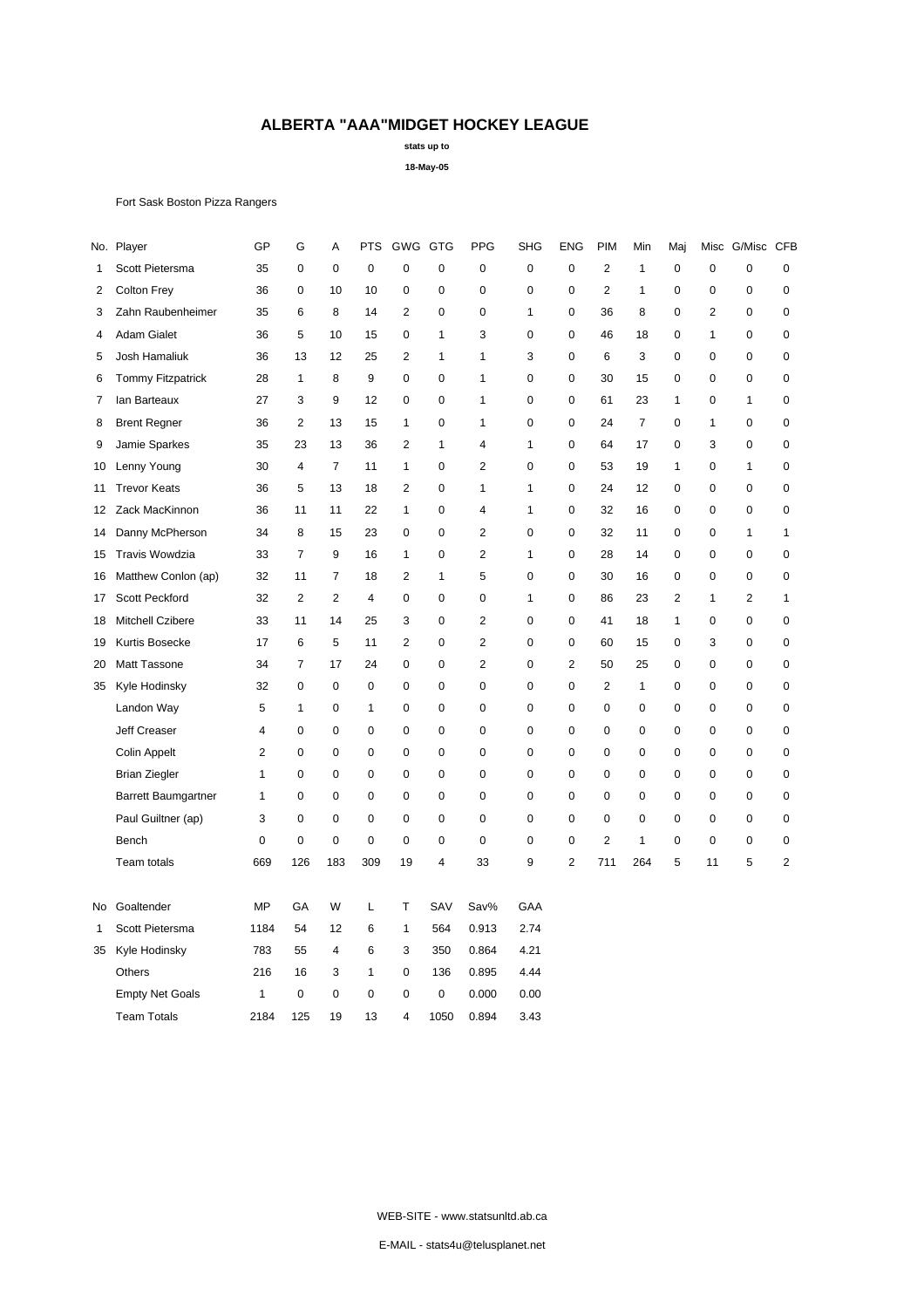# ALBERTA "AAA"MIDGET HOCKEY LEAGUE

**stats up to**

**18-May-05**

Fort Sask Boston Pizza Rangers

| No. | Player | GP | G | A | PTS | GWG | GTG | PPG | SHG | ENG | PIM | Min | Maj | Misc | G/Misc | CFB |
|---|---|---|---|---|---|---|---|---|---|---|---|---|---|---|---|---|
| 1 | Scott Pietersma | 35 | 0 | 0 | 0 | 0 | 0 | 0 | 0 | 0 | 2 | 1 | 0 | 0 | 0 | 0 |
| 2 | Colton Frey | 36 | 0 | 10 | 10 | 0 | 0 | 0 | 0 | 0 | 2 | 1 | 0 | 0 | 0 | 0 |
| 3 | Zahn Raubenheimer | 35 | 6 | 8 | 14 | 2 | 0 | 0 | 1 | 0 | 36 | 8 | 0 | 2 | 0 | 0 |
| 4 | Adam Gialet | 36 | 5 | 10 | 15 | 0 | 1 | 3 | 0 | 0 | 46 | 18 | 0 | 1 | 0 | 0 |
| 5 | Josh Hamaliuk | 36 | 13 | 12 | 25 | 2 | 1 | 1 | 3 | 0 | 6 | 3 | 0 | 0 | 0 | 0 |
| 6 | Tommy Fitzpatrick | 28 | 1 | 8 | 9 | 0 | 0 | 1 | 0 | 0 | 30 | 15 | 0 | 0 | 0 | 0 |
| 7 | Ian Barteaux | 27 | 3 | 9 | 12 | 0 | 0 | 1 | 0 | 0 | 61 | 23 | 1 | 0 | 1 | 0 |
| 8 | Brent Regner | 36 | 2 | 13 | 15 | 1 | 0 | 1 | 0 | 0 | 24 | 7 | 0 | 1 | 0 | 0 |
| 9 | Jamie Sparkes | 35 | 23 | 13 | 36 | 2 | 1 | 4 | 1 | 0 | 64 | 17 | 0 | 3 | 0 | 0 |
| 10 | Lenny Young | 30 | 4 | 7 | 11 | 1 | 0 | 2 | 0 | 0 | 53 | 19 | 1 | 0 | 1 | 0 |
| 11 | Trevor Keats | 36 | 5 | 13 | 18 | 2 | 0 | 1 | 1 | 0 | 24 | 12 | 0 | 0 | 0 | 0 |
| 12 | Zack MacKinnon | 36 | 11 | 11 | 22 | 1 | 0 | 4 | 1 | 0 | 32 | 16 | 0 | 0 | 0 | 0 |
| 14 | Danny McPherson | 34 | 8 | 15 | 23 | 0 | 0 | 2 | 0 | 0 | 32 | 11 | 0 | 0 | 1 | 1 |
| 15 | Travis Wowdzia | 33 | 7 | 9 | 16 | 1 | 0 | 2 | 1 | 0 | 28 | 14 | 0 | 0 | 0 | 0 |
| 16 | Matthew Conlon (ap) | 32 | 11 | 7 | 18 | 2 | 1 | 5 | 0 | 0 | 30 | 16 | 0 | 0 | 0 | 0 |
| 17 | Scott Peckford | 32 | 2 | 2 | 4 | 0 | 0 | 0 | 1 | 0 | 86 | 23 | 2 | 1 | 2 | 1 |
| 18 | Mitchell Czibere | 33 | 11 | 14 | 25 | 3 | 0 | 2 | 0 | 0 | 41 | 18 | 1 | 0 | 0 | 0 |
| 19 | Kurtis Bosecke | 17 | 6 | 5 | 11 | 2 | 0 | 2 | 0 | 0 | 60 | 15 | 0 | 3 | 0 | 0 |
| 20 | Matt Tassone | 34 | 7 | 17 | 24 | 0 | 0 | 2 | 0 | 2 | 50 | 25 | 0 | 0 | 0 | 0 |
| 35 | Kyle Hodinsky | 32 | 0 | 0 | 0 | 0 | 0 | 0 | 0 | 0 | 2 | 1 | 0 | 0 | 0 | 0 |
| | Landon Way | 5 | 1 | 0 | 1 | 0 | 0 | 0 | 0 | 0 | 0 | 0 | 0 | 0 | 0 | 0 |
| | Jeff Creaser | 4 | 0 | 0 | 0 | 0 | 0 | 0 | 0 | 0 | 0 | 0 | 0 | 0 | 0 | 0 |
| | Colin Appelt | 2 | 0 | 0 | 0 | 0 | 0 | 0 | 0 | 0 | 0 | 0 | 0 | 0 | 0 | 0 |
| | Brian Ziegler | 1 | 0 | 0 | 0 | 0 | 0 | 0 | 0 | 0 | 0 | 0 | 0 | 0 | 0 | 0 |
| | Barrett Baumgartner | 1 | 0 | 0 | 0 | 0 | 0 | 0 | 0 | 0 | 0 | 0 | 0 | 0 | 0 | 0 |
| | Paul Guiltner (ap) | 3 | 0 | 0 | 0 | 0 | 0 | 0 | 0 | 0 | 0 | 0 | 0 | 0 | 0 | 0 |
| | Bench | 0 | 0 | 0 | 0 | 0 | 0 | 0 | 0 | 0 | 2 | 1 | 0 | 0 | 0 | 0 |
| | Team totals | 669 | 126 | 183 | 309 | 19 | 4 | 33 | 9 | 2 | 711 | 264 | 5 | 11 | 5 | 2 |

| No | Goaltender | MP | GA | W | L | T | SAV | Sav% | GAA |
|---|---|---|---|---|---|---|---|---|---|
| 1 | Scott Pietersma | 1184 | 54 | 12 | 6 | 1 | 564 | 0.913 | 2.74 |
| 35 | Kyle Hodinsky | 783 | 55 | 4 | 6 | 3 | 350 | 0.864 | 4.21 |
| | Others | 216 | 16 | 3 | 1 | 0 | 136 | 0.895 | 4.44 |
| | Empty Net Goals | 1 | 0 | 0 | 0 | 0 | 0 | 0.000 | 0.00 |
| | Team Totals | 2184 | 125 | 19 | 13 | 4 | 1050 | 0.894 | 3.43 |

WEB-SITE - www.statsunltd.ab.ca

E-MAIL - stats4u@telusplanet.net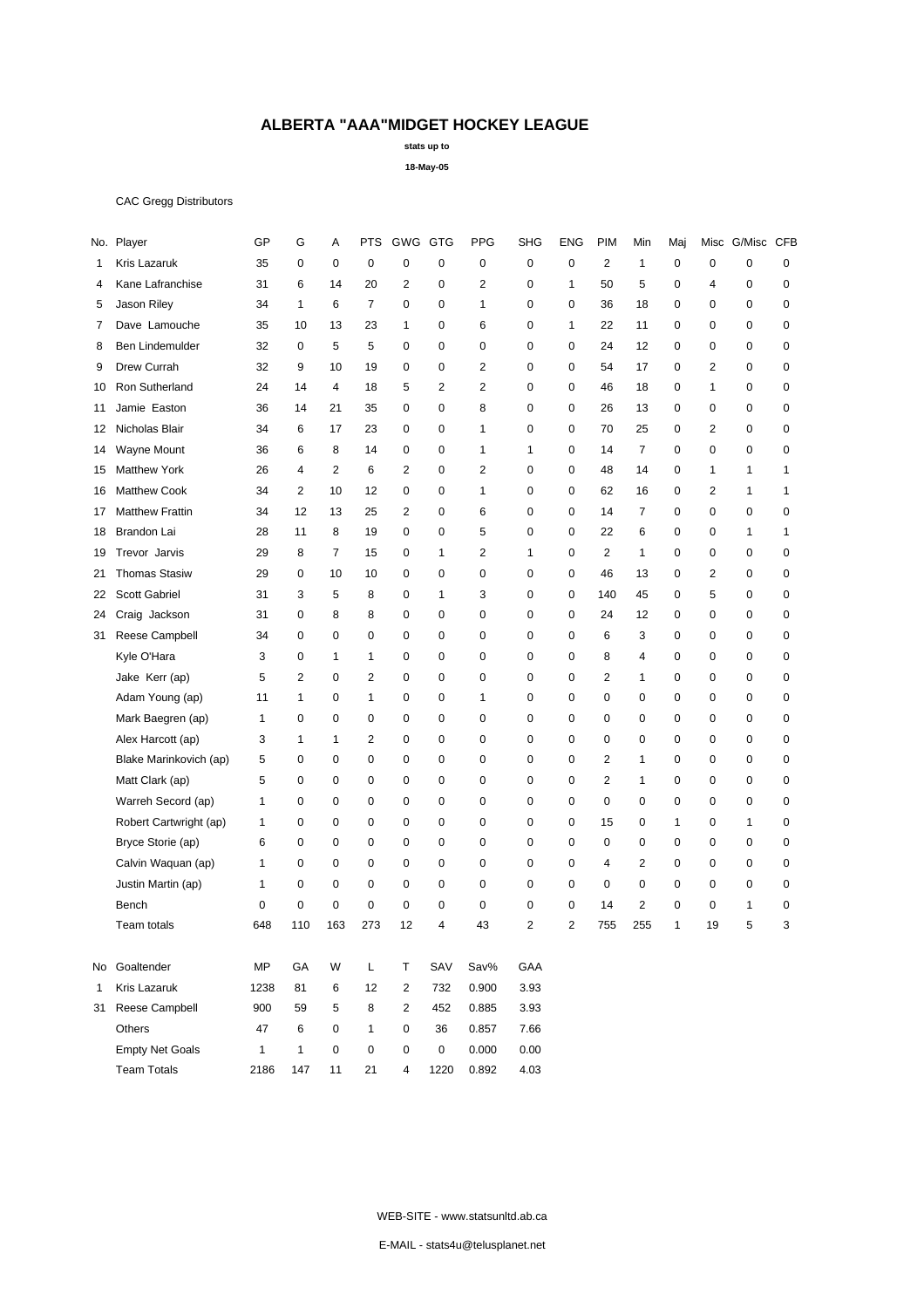# ALBERTA "AAA"MIDGET HOCKEY LEAGUE

**stats up to**

**18-May-05**

CAC Gregg Distributors

| No. | Player | GP | G | A | PTS | GWG | GTG | PPG | SHG | ENG | PIM | Min | Maj | Misc | G/Misc | CFB |
|---|---|---|---|---|---|---|---|---|---|---|---|---|---|---|---|---|
| 1 | Kris Lazaruk | 35 | 0 | 0 | 0 | 0 | 0 | 0 | 0 | 0 | 2 | 1 | 0 | 0 | 0 | 0 |
| 4 | Kane Lafranchise | 31 | 6 | 14 | 20 | 2 | 0 | 2 | 0 | 1 | 50 | 5 | 0 | 4 | 0 | 0 |
| 5 | Jason Riley | 34 | 1 | 6 | 7 | 0 | 0 | 1 | 0 | 0 | 36 | 18 | 0 | 0 | 0 | 0 |
| 7 | Dave Lamouche | 35 | 10 | 13 | 23 | 1 | 0 | 6 | 0 | 1 | 22 | 11 | 0 | 0 | 0 | 0 |
| 8 | Ben Lindemulder | 32 | 0 | 5 | 5 | 0 | 0 | 0 | 0 | 0 | 24 | 12 | 0 | 0 | 0 | 0 |
| 9 | Drew Currah | 32 | 9 | 10 | 19 | 0 | 0 | 2 | 0 | 0 | 54 | 17 | 0 | 2 | 0 | 0 |
| 10 | Ron Sutherland | 24 | 14 | 4 | 18 | 5 | 2 | 2 | 0 | 0 | 46 | 18 | 0 | 1 | 0 | 0 |
| 11 | Jamie Easton | 36 | 14 | 21 | 35 | 0 | 0 | 8 | 0 | 0 | 26 | 13 | 0 | 0 | 0 | 0 |
| 12 | Nicholas Blair | 34 | 6 | 17 | 23 | 0 | 0 | 1 | 0 | 0 | 70 | 25 | 0 | 2 | 0 | 0 |
| 14 | Wayne Mount | 36 | 6 | 8 | 14 | 0 | 0 | 1 | 1 | 0 | 14 | 7 | 0 | 0 | 0 | 0 |
| 15 | Matthew York | 26 | 4 | 2 | 6 | 2 | 0 | 2 | 0 | 0 | 48 | 14 | 0 | 1 | 1 | 1 |
| 16 | Matthew Cook | 34 | 2 | 10 | 12 | 0 | 0 | 1 | 0 | 0 | 62 | 16 | 0 | 2 | 1 | 1 |
| 17 | Matthew Frattin | 34 | 12 | 13 | 25 | 2 | 0 | 6 | 0 | 0 | 14 | 7 | 0 | 0 | 0 | 0 |
| 18 | Brandon Lai | 28 | 11 | 8 | 19 | 0 | 0 | 5 | 0 | 0 | 22 | 6 | 0 | 0 | 1 | 1 |
| 19 | Trevor Jarvis | 29 | 8 | 7 | 15 | 0 | 1 | 2 | 1 | 0 | 2 | 1 | 0 | 0 | 0 | 0 |
| 21 | Thomas Stasiw | 29 | 0 | 10 | 10 | 0 | 0 | 0 | 0 | 0 | 46 | 13 | 0 | 2 | 0 | 0 |
| 22 | Scott Gabriel | 31 | 3 | 5 | 8 | 0 | 1 | 3 | 0 | 0 | 140 | 45 | 0 | 5 | 0 | 0 |
| 24 | Craig Jackson | 31 | 0 | 8 | 8 | 0 | 0 | 0 | 0 | 0 | 24 | 12 | 0 | 0 | 0 | 0 |
| 31 | Reese Campbell | 34 | 0 | 0 | 0 | 0 | 0 | 0 | 0 | 0 | 6 | 3 | 0 | 0 | 0 | 0 |
| | Kyle O'Hara | 3 | 0 | 1 | 1 | 0 | 0 | 0 | 0 | 0 | 8 | 4 | 0 | 0 | 0 | 0 |
| | Jake Kerr (ap) | 5 | 2 | 0 | 2 | 0 | 0 | 0 | 0 | 0 | 2 | 1 | 0 | 0 | 0 | 0 |
| | Adam Young (ap) | 11 | 1 | 0 | 1 | 0 | 0 | 1 | 0 | 0 | 0 | 0 | 0 | 0 | 0 | 0 |
| | Mark Baegren (ap) | 1 | 0 | 0 | 0 | 0 | 0 | 0 | 0 | 0 | 0 | 0 | 0 | 0 | 0 | 0 |
| | Alex Harcott (ap) | 3 | 1 | 1 | 2 | 0 | 0 | 0 | 0 | 0 | 0 | 0 | 0 | 0 | 0 | 0 |
| | Blake Marinkovich (ap) | 5 | 0 | 0 | 0 | 0 | 0 | 0 | 0 | 0 | 2 | 1 | 0 | 0 | 0 | 0 |
| | Matt Clark (ap) | 5 | 0 | 0 | 0 | 0 | 0 | 0 | 0 | 0 | 2 | 1 | 0 | 0 | 0 | 0 |
| | Warreh Secord (ap) | 1 | 0 | 0 | 0 | 0 | 0 | 0 | 0 | 0 | 0 | 0 | 0 | 0 | 0 | 0 |
| | Robert Cartwright (ap) | 1 | 0 | 0 | 0 | 0 | 0 | 0 | 0 | 0 | 15 | 0 | 1 | 0 | 1 | 0 |
| | Bryce Storie (ap) | 6 | 0 | 0 | 0 | 0 | 0 | 0 | 0 | 0 | 0 | 0 | 0 | 0 | 0 | 0 |
| | Calvin Waquan (ap) | 1 | 0 | 0 | 0 | 0 | 0 | 0 | 0 | 0 | 4 | 2 | 0 | 0 | 0 | 0 |
| | Justin Martin (ap) | 1 | 0 | 0 | 0 | 0 | 0 | 0 | 0 | 0 | 0 | 0 | 0 | 0 | 0 | 0 |
| | Bench | 0 | 0 | 0 | 0 | 0 | 0 | 0 | 0 | 0 | 14 | 2 | 0 | 0 | 1 | 0 |
| | Team totals | 648 | 110 | 163 | 273 | 12 | 4 | 43 | 2 | 2 | 755 | 255 | 1 | 19 | 5 | 3 |

| No | Goaltender | MP | GA | W | L | T | SAV | Sav% | GAA |
|---|---|---|---|---|---|---|---|---|---|
| 1 | Kris Lazaruk | 1238 | 81 | 6 | 12 | 2 | 732 | 0.900 | 3.93 |
| 31 | Reese Campbell | 900 | 59 | 5 | 8 | 2 | 452 | 0.885 | 3.93 |
| | Others | 47 | 6 | 0 | 1 | 0 | 36 | 0.857 | 7.66 |
| | Empty Net Goals | 1 | 1 | 0 | 0 | 0 | 0 | 0.000 | 0.00 |
| | Team Totals | 2186 | 147 | 11 | 21 | 4 | 1220 | 0.892 | 4.03 |

WEB-SITE - www.statsunltd.ab.ca

E-MAIL - stats4u@telusplanet.net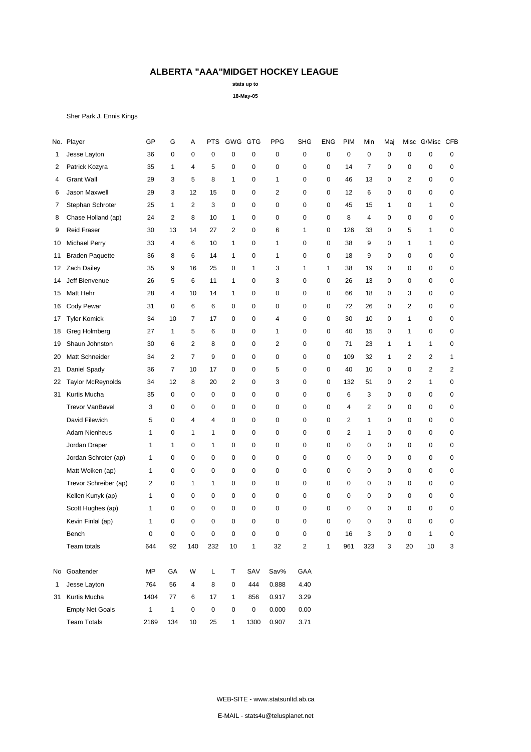# ALBERTA "AAA"MIDGET HOCKEY LEAGUE

**stats up to**

**18-May-05**

Sher Park J. Ennis Kings

| No. | Player | GP | G | A | PTS | GWG | GTG | PPG | SHG | ENG | PIM | Min | Maj | Misc | G/Misc | CFB |
|---|---|---|---|---|---|---|---|---|---|---|---|---|---|---|---|---|
| 1 | Jesse Layton | 36 | 0 | 0 | 0 | 0 | 0 | 0 | 0 | 0 | 0 | 0 | 0 | 0 | 0 | 0 |
| 2 | Patrick Kozyra | 35 | 1 | 4 | 5 | 0 | 0 | 0 | 0 | 0 | 14 | 7 | 0 | 0 | 0 | 0 |
| 4 | Grant Wall | 29 | 3 | 5 | 8 | 1 | 0 | 1 | 0 | 0 | 46 | 13 | 0 | 2 | 0 | 0 |
| 6 | Jason Maxwell | 29 | 3 | 12 | 15 | 0 | 0 | 2 | 0 | 0 | 12 | 6 | 0 | 0 | 0 | 0 |
| 7 | Stephan Schroter | 25 | 1 | 2 | 3 | 0 | 0 | 0 | 0 | 0 | 45 | 15 | 1 | 0 | 1 | 0 |
| 8 | Chase Holland (ap) | 24 | 2 | 8 | 10 | 1 | 0 | 0 | 0 | 0 | 8 | 4 | 0 | 0 | 0 | 0 |
| 9 | Reid Fraser | 30 | 13 | 14 | 27 | 2 | 0 | 6 | 1 | 0 | 126 | 33 | 0 | 5 | 1 | 0 |
| 10 | Michael Perry | 33 | 4 | 6 | 10 | 1 | 0 | 1 | 0 | 0 | 38 | 9 | 0 | 1 | 1 | 0 |
| 11 | Braden Paquette | 36 | 8 | 6 | 14 | 1 | 0 | 1 | 0 | 0 | 18 | 9 | 0 | 0 | 0 | 0 |
| 12 | Zach Dailey | 35 | 9 | 16 | 25 | 0 | 1 | 3 | 1 | 1 | 38 | 19 | 0 | 0 | 0 | 0 |
| 14 | Jeff Bienvenue | 26 | 5 | 6 | 11 | 1 | 0 | 3 | 0 | 0 | 26 | 13 | 0 | 0 | 0 | 0 |
| 15 | Matt Hehr | 28 | 4 | 10 | 14 | 1 | 0 | 0 | 0 | 0 | 66 | 18 | 0 | 3 | 0 | 0 |
| 16 | Cody Pewar | 31 | 0 | 6 | 6 | 0 | 0 | 0 | 0 | 0 | 72 | 26 | 0 | 2 | 0 | 0 |
| 17 | Tyler Komick | 34 | 10 | 7 | 17 | 0 | 0 | 4 | 0 | 0 | 30 | 10 | 0 | 1 | 0 | 0 |
| 18 | Greg Holmberg | 27 | 1 | 5 | 6 | 0 | 0 | 1 | 0 | 0 | 40 | 15 | 0 | 1 | 0 | 0 |
| 19 | Shaun Johnston | 30 | 6 | 2 | 8 | 0 | 0 | 2 | 0 | 0 | 71 | 23 | 1 | 1 | 1 | 0 |
| 20 | Matt Schneider | 34 | 2 | 7 | 9 | 0 | 0 | 0 | 0 | 0 | 109 | 32 | 1 | 2 | 2 | 1 |
| 21 | Daniel Spady | 36 | 7 | 10 | 17 | 0 | 0 | 5 | 0 | 0 | 40 | 10 | 0 | 0 | 2 | 2 |
| 22 | Taylor McReynolds | 34 | 12 | 8 | 20 | 2 | 0 | 3 | 0 | 0 | 132 | 51 | 0 | 2 | 1 | 0 |
| 31 | Kurtis Mucha | 35 | 0 | 0 | 0 | 0 | 0 | 0 | 0 | 0 | 6 | 3 | 0 | 0 | 0 | 0 |
| | Trevor VanBavel | 3 | 0 | 0 | 0 | 0 | 0 | 0 | 0 | 0 | 4 | 2 | 0 | 0 | 0 | 0 |
| | David Filewich | 5 | 0 | 4 | 4 | 0 | 0 | 0 | 0 | 0 | 2 | 1 | 0 | 0 | 0 | 0 |
| | Adam Nienheus | 1 | 0 | 1 | 1 | 0 | 0 | 0 | 0 | 0 | 2 | 1 | 0 | 0 | 0 | 0 |
| | Jordan Draper | 1 | 1 | 0 | 1 | 0 | 0 | 0 | 0 | 0 | 0 | 0 | 0 | 0 | 0 | 0 |
| | Jordan Schroter (ap) | 1 | 0 | 0 | 0 | 0 | 0 | 0 | 0 | 0 | 0 | 0 | 0 | 0 | 0 | 0 |
| | Matt Woiken (ap) | 1 | 0 | 0 | 0 | 0 | 0 | 0 | 0 | 0 | 0 | 0 | 0 | 0 | 0 | 0 |
| | Trevor Schreiber (ap) | 2 | 0 | 1 | 1 | 0 | 0 | 0 | 0 | 0 | 0 | 0 | 0 | 0 | 0 | 0 |
| | Kellen Kunyk (ap) | 1 | 0 | 0 | 0 | 0 | 0 | 0 | 0 | 0 | 0 | 0 | 0 | 0 | 0 | 0 |
| | Scott Hughes (ap) | 1 | 0 | 0 | 0 | 0 | 0 | 0 | 0 | 0 | 0 | 0 | 0 | 0 | 0 | 0 |
| | Kevin Finlal (ap) | 1 | 0 | 0 | 0 | 0 | 0 | 0 | 0 | 0 | 0 | 0 | 0 | 0 | 0 | 0 |
| | Bench | 0 | 0 | 0 | 0 | 0 | 0 | 0 | 0 | 0 | 16 | 3 | 0 | 0 | 1 | 0 |
| | Team totals | 644 | 92 | 140 | 232 | 10 | 1 | 32 | 2 | 1 | 961 | 323 | 3 | 20 | 10 | 3 |

| No | Goaltender | MP | GA | W | L | T | SAV | Sav% | GAA |
|---|---|---|---|---|---|---|---|---|---|
| 1 | Jesse Layton | 764 | 56 | 4 | 8 | 0 | 444 | 0.888 | 4.40 |
| 31 | Kurtis Mucha | 1404 | 77 | 6 | 17 | 1 | 856 | 0.917 | 3.29 |
| | Empty Net Goals | 1 | 1 | 0 | 0 | 0 | 0 | 0.000 | 0.00 |
| | Team Totals | 2169 | 134 | 10 | 25 | 1 | 1300 | 0.907 | 3.71 |

WEB-SITE - www.statsunltd.ab.ca

E-MAIL - stats4u@telusplanet.net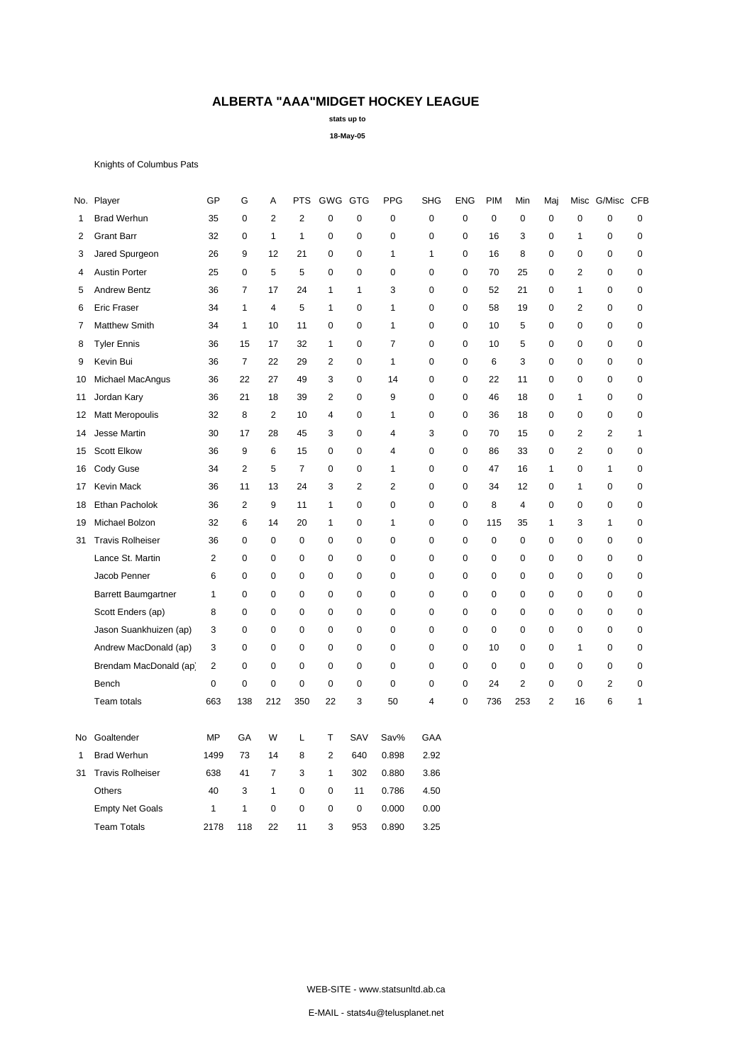# ALBERTA "AAA"MIDGET HOCKEY LEAGUE

**stats up to**

**18-May-05**

Knights of Columbus Pats

| No. | Player | GP | G | A | PTS | GWG | GTG | PPG | SHG | ENG | PIM | Min | Maj | Misc | G/Misc | CFB |
|---|---|---|---|---|---|---|---|---|---|---|---|---|---|---|---|---|
| 1 | Brad Werhun | 35 | 0 | 2 | 2 | 0 | 0 | 0 | 0 | 0 | 0 | 0 | 0 | 0 | 0 | 0 |
| 2 | Grant Barr | 32 | 0 | 1 | 1 | 0 | 0 | 0 | 0 | 0 | 16 | 3 | 0 | 1 | 0 | 0 |
| 3 | Jared Spurgeon | 26 | 9 | 12 | 21 | 0 | 0 | 1 | 1 | 0 | 16 | 8 | 0 | 0 | 0 | 0 |
| 4 | Austin Porter | 25 | 0 | 5 | 5 | 0 | 0 | 0 | 0 | 0 | 70 | 25 | 0 | 2 | 0 | 0 |
| 5 | Andrew Bentz | 36 | 7 | 17 | 24 | 1 | 1 | 3 | 0 | 0 | 52 | 21 | 0 | 1 | 0 | 0 |
| 6 | Eric Fraser | 34 | 1 | 4 | 5 | 1 | 0 | 1 | 0 | 0 | 58 | 19 | 0 | 2 | 0 | 0 |
| 7 | Matthew Smith | 34 | 1 | 10 | 11 | 0 | 0 | 1 | 0 | 0 | 10 | 5 | 0 | 0 | 0 | 0 |
| 8 | Tyler Ennis | 36 | 15 | 17 | 32 | 1 | 0 | 7 | 0 | 0 | 10 | 5 | 0 | 0 | 0 | 0 |
| 9 | Kevin Bui | 36 | 7 | 22 | 29 | 2 | 0 | 1 | 0 | 0 | 6 | 3 | 0 | 0 | 0 | 0 |
| 10 | Michael MacAngus | 36 | 22 | 27 | 49 | 3 | 0 | 14 | 0 | 0 | 22 | 11 | 0 | 0 | 0 | 0 |
| 11 | Jordan Kary | 36 | 21 | 18 | 39 | 2 | 0 | 9 | 0 | 0 | 46 | 18 | 0 | 1 | 0 | 0 |
| 12 | Matt Meropoulis | 32 | 8 | 2 | 10 | 4 | 0 | 1 | 0 | 0 | 36 | 18 | 0 | 0 | 0 | 0 |
| 14 | Jesse Martin | 30 | 17 | 28 | 45 | 3 | 0 | 4 | 3 | 0 | 70 | 15 | 0 | 2 | 2 | 1 |
| 15 | Scott Elkow | 36 | 9 | 6 | 15 | 0 | 0 | 4 | 0 | 0 | 86 | 33 | 0 | 2 | 0 | 0 |
| 16 | Cody Guse | 34 | 2 | 5 | 7 | 0 | 0 | 1 | 0 | 0 | 47 | 16 | 1 | 0 | 1 | 0 |
| 17 | Kevin Mack | 36 | 11 | 13 | 24 | 3 | 2 | 2 | 0 | 0 | 34 | 12 | 0 | 1 | 0 | 0 |
| 18 | Ethan Pacholok | 36 | 2 | 9 | 11 | 1 | 0 | 0 | 0 | 0 | 8 | 4 | 0 | 0 | 0 | 0 |
| 19 | Michael Bolzon | 32 | 6 | 14 | 20 | 1 | 0 | 1 | 0 | 0 | 115 | 35 | 1 | 3 | 1 | 0 |
| 31 | Travis Rolheiser | 36 | 0 | 0 | 0 | 0 | 0 | 0 | 0 | 0 | 0 | 0 | 0 | 0 | 0 | 0 |
| | Lance St. Martin | 2 | 0 | 0 | 0 | 0 | 0 | 0 | 0 | 0 | 0 | 0 | 0 | 0 | 0 | 0 |
| | Jacob Penner | 6 | 0 | 0 | 0 | 0 | 0 | 0 | 0 | 0 | 0 | 0 | 0 | 0 | 0 | 0 |
| | Barrett Baumgartner | 1 | 0 | 0 | 0 | 0 | 0 | 0 | 0 | 0 | 0 | 0 | 0 | 0 | 0 | 0 |
| | Scott Enders (ap) | 8 | 0 | 0 | 0 | 0 | 0 | 0 | 0 | 0 | 0 | 0 | 0 | 0 | 0 | 0 |
| | Jason Suankhuizen (ap) | 3 | 0 | 0 | 0 | 0 | 0 | 0 | 0 | 0 | 0 | 0 | 0 | 0 | 0 | 0 |
| | Andrew MacDonald (ap) | 3 | 0 | 0 | 0 | 0 | 0 | 0 | 0 | 0 | 10 | 0 | 0 | 1 | 0 | 0 |
| | Brendam MacDonald (ap) | 2 | 0 | 0 | 0 | 0 | 0 | 0 | 0 | 0 | 0 | 0 | 0 | 0 | 0 | 0 |
| | Bench | 0 | 0 | 0 | 0 | 0 | 0 | 0 | 0 | 0 | 24 | 2 | 0 | 0 | 2 | 0 |
| | Team totals | 663 | 138 | 212 | 350 | 22 | 3 | 50 | 4 | 0 | 736 | 253 | 2 | 16 | 6 | 1 |

| No | Goaltender | MP | GA | W | L | T | SAV | Sav% | GAA |
|---|---|---|---|---|---|---|---|---|---|
| 1 | Brad Werhun | 1499 | 73 | 14 | 8 | 2 | 640 | 0.898 | 2.92 |
| 31 | Travis Rolheiser | 638 | 41 | 7 | 3 | 1 | 302 | 0.880 | 3.86 |
| | Others | 40 | 3 | 1 | 0 | 0 | 11 | 0.786 | 4.50 |
| | Empty Net Goals | 1 | 1 | 0 | 0 | 0 | 0 | 0.000 | 0.00 |
| | Team Totals | 2178 | 118 | 22 | 11 | 3 | 953 | 0.890 | 3.25 |

WEB-SITE - www.statsunltd.ab.ca

E-MAIL - stats4u@telusplanet.net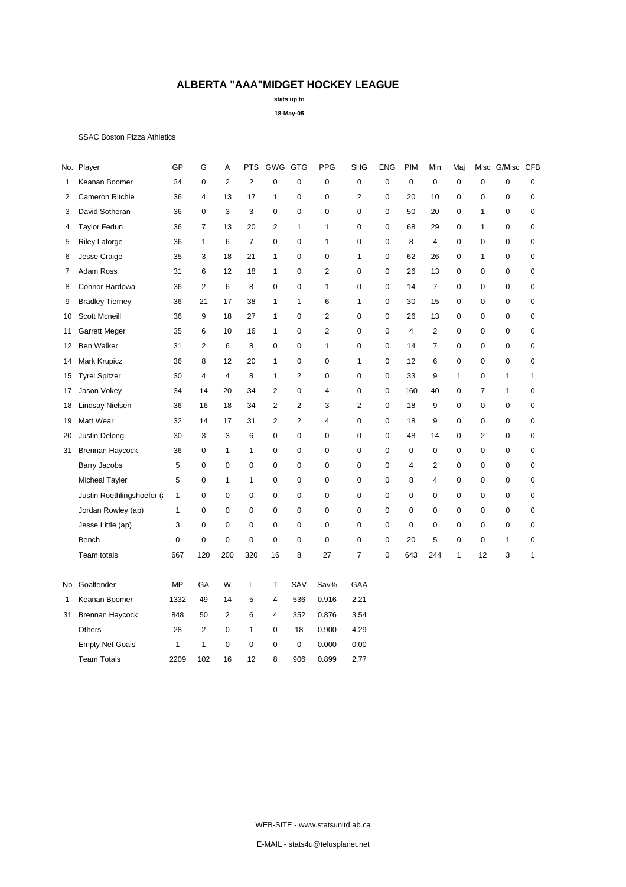# ALBERTA "AAA"MIDGET HOCKEY LEAGUE

**stats up to**

**18-May-05**

SSAC Boston Pizza Athletics

| No. | Player | GP | G | A | PTS | GWG | GTG | PPG | SHG | ENG | PIM | Min | Maj | Misc | G/Misc | CFB |
|---|---|---|---|---|---|---|---|---|---|---|---|---|---|---|---|---|
| 1 | Keanan Boomer | 34 | 0 | 2 | 2 | 0 | 0 | 0 | 0 | 0 | 0 | 0 | 0 | 0 | 0 | 0 |
| 2 | Cameron Ritchie | 36 | 4 | 13 | 17 | 1 | 0 | 0 | 2 | 0 | 20 | 10 | 0 | 0 | 0 | 0 |
| 3 | David Sotheran | 36 | 0 | 3 | 3 | 0 | 0 | 0 | 0 | 0 | 50 | 20 | 0 | 1 | 0 | 0 |
| 4 | Taylor Fedun | 36 | 7 | 13 | 20 | 2 | 1 | 1 | 0 | 0 | 68 | 29 | 0 | 1 | 0 | 0 |
| 5 | Riley Laforge | 36 | 1 | 6 | 7 | 0 | 0 | 1 | 0 | 0 | 8 | 4 | 0 | 0 | 0 | 0 |
| 6 | Jesse Craige | 35 | 3 | 18 | 21 | 1 | 0 | 0 | 1 | 0 | 62 | 26 | 0 | 1 | 0 | 0 |
| 7 | Adam Ross | 31 | 6 | 12 | 18 | 1 | 0 | 2 | 0 | 0 | 26 | 13 | 0 | 0 | 0 | 0 |
| 8 | Connor Hardowa | 36 | 2 | 6 | 8 | 0 | 0 | 1 | 0 | 0 | 14 | 7 | 0 | 0 | 0 | 0 |
| 9 | Bradley Tierney | 36 | 21 | 17 | 38 | 1 | 1 | 6 | 1 | 0 | 30 | 15 | 0 | 0 | 0 | 0 |
| 10 | Scott Mcneill | 36 | 9 | 18 | 27 | 1 | 0 | 2 | 0 | 0 | 26 | 13 | 0 | 0 | 0 | 0 |
| 11 | Garrett Meger | 35 | 6 | 10 | 16 | 1 | 0 | 2 | 0 | 0 | 4 | 2 | 0 | 0 | 0 | 0 |
| 12 | Ben Walker | 31 | 2 | 6 | 8 | 0 | 0 | 1 | 0 | 0 | 14 | 7 | 0 | 0 | 0 | 0 |
| 14 | Mark Krupicz | 36 | 8 | 12 | 20 | 1 | 0 | 0 | 1 | 0 | 12 | 6 | 0 | 0 | 0 | 0 |
| 15 | Tyrel Spitzer | 30 | 4 | 4 | 8 | 1 | 2 | 0 | 0 | 0 | 33 | 9 | 1 | 0 | 1 | 1 |
| 17 | Jason Vokey | 34 | 14 | 20 | 34 | 2 | 0 | 4 | 0 | 0 | 160 | 40 | 0 | 7 | 1 | 0 |
| 18 | Lindsay Nielsen | 36 | 16 | 18 | 34 | 2 | 2 | 3 | 2 | 0 | 18 | 9 | 0 | 0 | 0 | 0 |
| 19 | Matt Wear | 32 | 14 | 17 | 31 | 2 | 2 | 4 | 0 | 0 | 18 | 9 | 0 | 0 | 0 | 0 |
| 20 | Justin Delong | 30 | 3 | 3 | 6 | 0 | 0 | 0 | 0 | 0 | 48 | 14 | 0 | 2 | 0 | 0 |
| 31 | Brennan Haycock | 36 | 0 | 1 | 1 | 0 | 0 | 0 | 0 | 0 | 0 | 0 | 0 | 0 | 0 | 0 |
| | Barry Jacobs | 5 | 0 | 0 | 0 | 0 | 0 | 0 | 0 | 0 | 4 | 2 | 0 | 0 | 0 | 0 |
| | Micheal Tayler | 5 | 0 | 1 | 1 | 0 | 0 | 0 | 0 | 0 | 8 | 4 | 0 | 0 | 0 | 0 |
| | Justin Roethlingshoefer (a | 1 | 0 | 0 | 0 | 0 | 0 | 0 | 0 | 0 | 0 | 0 | 0 | 0 | 0 | 0 |
| | Jordan Rowley (ap) | 1 | 0 | 0 | 0 | 0 | 0 | 0 | 0 | 0 | 0 | 0 | 0 | 0 | 0 | 0 |
| | Jesse Little (ap) | 3 | 0 | 0 | 0 | 0 | 0 | 0 | 0 | 0 | 0 | 0 | 0 | 0 | 0 | 0 |
| | Bench | 0 | 0 | 0 | 0 | 0 | 0 | 0 | 0 | 0 | 20 | 5 | 0 | 0 | 1 | 0 |
| | Team totals | 667 | 120 | 200 | 320 | 16 | 8 | 27 | 7 | 0 | 643 | 244 | 1 | 12 | 3 | 1 |

| No | Goaltender | MP | GA | W | L | T | SAV | Sav% | GAA |
|---|---|---|---|---|---|---|---|---|---|
| 1 | Keanan Boomer | 1332 | 49 | 14 | 5 | 4 | 536 | 0.916 | 2.21 |
| 31 | Brennan Haycock | 848 | 50 | 2 | 6 | 4 | 352 | 0.876 | 3.54 |
| | Others | 28 | 2 | 0 | 1 | 0 | 18 | 0.900 | 4.29 |
| | Empty Net Goals | 1 | 1 | 0 | 0 | 0 | 0 | 0.000 | 0.00 |
| | Team Totals | 2209 | 102 | 16 | 12 | 8 | 906 | 0.899 | 2.77 |

WEB-SITE - www.statsunltd.ab.ca

E-MAIL - stats4u@telusplanet.net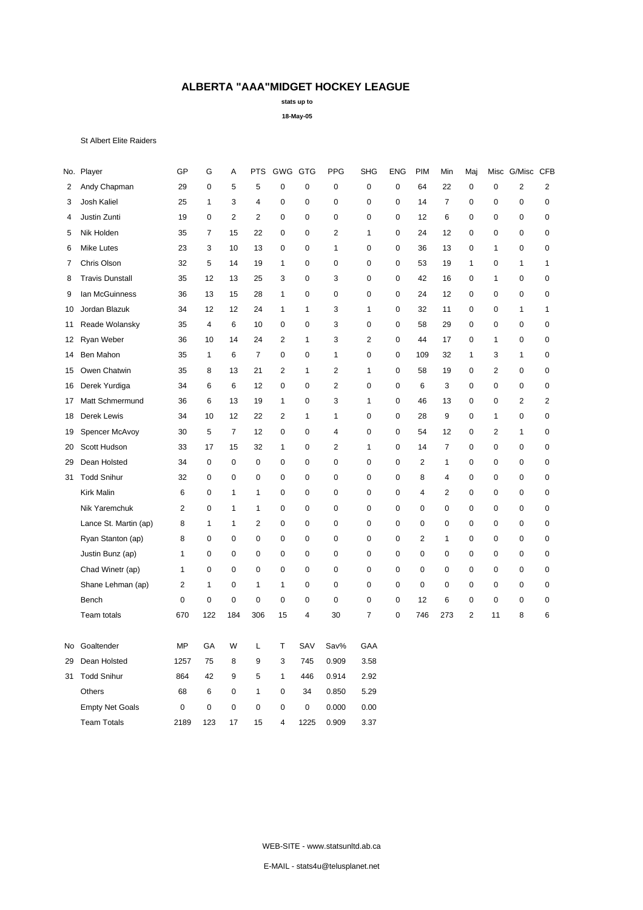# ALBERTA "AAA"MIDGET HOCKEY LEAGUE

**stats up to**

**18-May-05**

St Albert Elite Raiders

| No. | Player | GP | G | A | PTS | GWG | GTG | PPG | SHG | ENG | PIM | Min | Maj | Misc | G/Misc | CFB |
|---|---|---|---|---|---|---|---|---|---|---|---|---|---|---|---|---|
| 2 | Andy Chapman | 29 | 0 | 5 | 5 | 0 | 0 | 0 | 0 | 0 | 64 | 22 | 0 | 0 | 2 | 2 |
| 3 | Josh Kaliel | 25 | 1 | 3 | 4 | 0 | 0 | 0 | 0 | 0 | 14 | 7 | 0 | 0 | 0 | 0 |
| 4 | Justin Zunti | 19 | 0 | 2 | 2 | 0 | 0 | 0 | 0 | 0 | 12 | 6 | 0 | 0 | 0 | 0 |
| 5 | Nik Holden | 35 | 7 | 15 | 22 | 0 | 0 | 2 | 1 | 0 | 24 | 12 | 0 | 0 | 0 | 0 |
| 6 | Mike Lutes | 23 | 3 | 10 | 13 | 0 | 0 | 1 | 0 | 0 | 36 | 13 | 0 | 1 | 0 | 0 |
| 7 | Chris Olson | 32 | 5 | 14 | 19 | 1 | 0 | 0 | 0 | 0 | 53 | 19 | 1 | 0 | 1 | 1 |
| 8 | Travis Dunstall | 35 | 12 | 13 | 25 | 3 | 0 | 3 | 0 | 0 | 42 | 16 | 0 | 1 | 0 | 0 |
| 9 | Ian McGuinness | 36 | 13 | 15 | 28 | 1 | 0 | 0 | 0 | 0 | 24 | 12 | 0 | 0 | 0 | 0 |
| 10 | Jordan Blazuk | 34 | 12 | 12 | 24 | 1 | 1 | 3 | 1 | 0 | 32 | 11 | 0 | 0 | 1 | 1 |
| 11 | Reade Wolansky | 35 | 4 | 6 | 10 | 0 | 0 | 3 | 0 | 0 | 58 | 29 | 0 | 0 | 0 | 0 |
| 12 | Ryan Weber | 36 | 10 | 14 | 24 | 2 | 1 | 3 | 2 | 0 | 44 | 17 | 0 | 1 | 0 | 0 |
| 14 | Ben Mahon | 35 | 1 | 6 | 7 | 0 | 0 | 1 | 0 | 0 | 109 | 32 | 1 | 3 | 1 | 0 |
| 15 | Owen Chatwin | 35 | 8 | 13 | 21 | 2 | 1 | 2 | 1 | 0 | 58 | 19 | 0 | 2 | 0 | 0 |
| 16 | Derek Yurdiga | 34 | 6 | 6 | 12 | 0 | 0 | 2 | 0 | 0 | 6 | 3 | 0 | 0 | 0 | 0 |
| 17 | Matt Schmermund | 36 | 6 | 13 | 19 | 1 | 0 | 3 | 1 | 0 | 46 | 13 | 0 | 0 | 2 | 2 |
| 18 | Derek Lewis | 34 | 10 | 12 | 22 | 2 | 1 | 1 | 0 | 0 | 28 | 9 | 0 | 1 | 0 | 0 |
| 19 | Spencer McAvoy | 30 | 5 | 7 | 12 | 0 | 0 | 4 | 0 | 0 | 54 | 12 | 0 | 2 | 1 | 0 |
| 20 | Scott Hudson | 33 | 17 | 15 | 32 | 1 | 0 | 2 | 1 | 0 | 14 | 7 | 0 | 0 | 0 | 0 |
| 29 | Dean Holsted | 34 | 0 | 0 | 0 | 0 | 0 | 0 | 0 | 0 | 2 | 1 | 0 | 0 | 0 | 0 |
| 31 | Todd Snihur | 32 | 0 | 0 | 0 | 0 | 0 | 0 | 0 | 0 | 8 | 4 | 0 | 0 | 0 | 0 |
| | Kirk Malin | 6 | 0 | 1 | 1 | 0 | 0 | 0 | 0 | 0 | 4 | 2 | 0 | 0 | 0 | 0 |
| | Nik Yaremchuk | 2 | 0 | 1 | 1 | 0 | 0 | 0 | 0 | 0 | 0 | 0 | 0 | 0 | 0 | 0 |
| | Lance St. Martin (ap) | 8 | 1 | 1 | 2 | 0 | 0 | 0 | 0 | 0 | 0 | 0 | 0 | 0 | 0 | 0 |
| | Ryan Stanton (ap) | 8 | 0 | 0 | 0 | 0 | 0 | 0 | 0 | 0 | 2 | 1 | 0 | 0 | 0 | 0 |
| | Justin Bunz (ap) | 1 | 0 | 0 | 0 | 0 | 0 | 0 | 0 | 0 | 0 | 0 | 0 | 0 | 0 | 0 |
| | Chad Winetr (ap) | 1 | 0 | 0 | 0 | 0 | 0 | 0 | 0 | 0 | 0 | 0 | 0 | 0 | 0 | 0 |
| | Shane Lehman (ap) | 2 | 1 | 0 | 1 | 1 | 0 | 0 | 0 | 0 | 0 | 0 | 0 | 0 | 0 | 0 |
| | Bench | 0 | 0 | 0 | 0 | 0 | 0 | 0 | 0 | 0 | 12 | 6 | 0 | 0 | 0 | 0 |
| | Team totals | 670 | 122 | 184 | 306 | 15 | 4 | 30 | 7 | 0 | 746 | 273 | 2 | 11 | 8 | 6 |

| No | Goaltender | MP | GA | W | L | T | SAV | Sav% | GAA |
|---|---|---|---|---|---|---|---|---|---|
| 29 | Dean Holsted | 1257 | 75 | 8 | 9 | 3 | 745 | 0.909 | 3.58 |
| 31 | Todd Snihur | 864 | 42 | 9 | 5 | 1 | 446 | 0.914 | 2.92 |
| | Others | 68 | 6 | 0 | 1 | 0 | 34 | 0.850 | 5.29 |
| | Empty Net Goals | 0 | 0 | 0 | 0 | 0 | 0 | 0.000 | 0.00 |
| | Team Totals | 2189 | 123 | 17 | 15 | 4 | 1225 | 0.909 | 3.37 |

WEB-SITE - www.statsunltd.ab.ca

E-MAIL - stats4u@telusplanet.net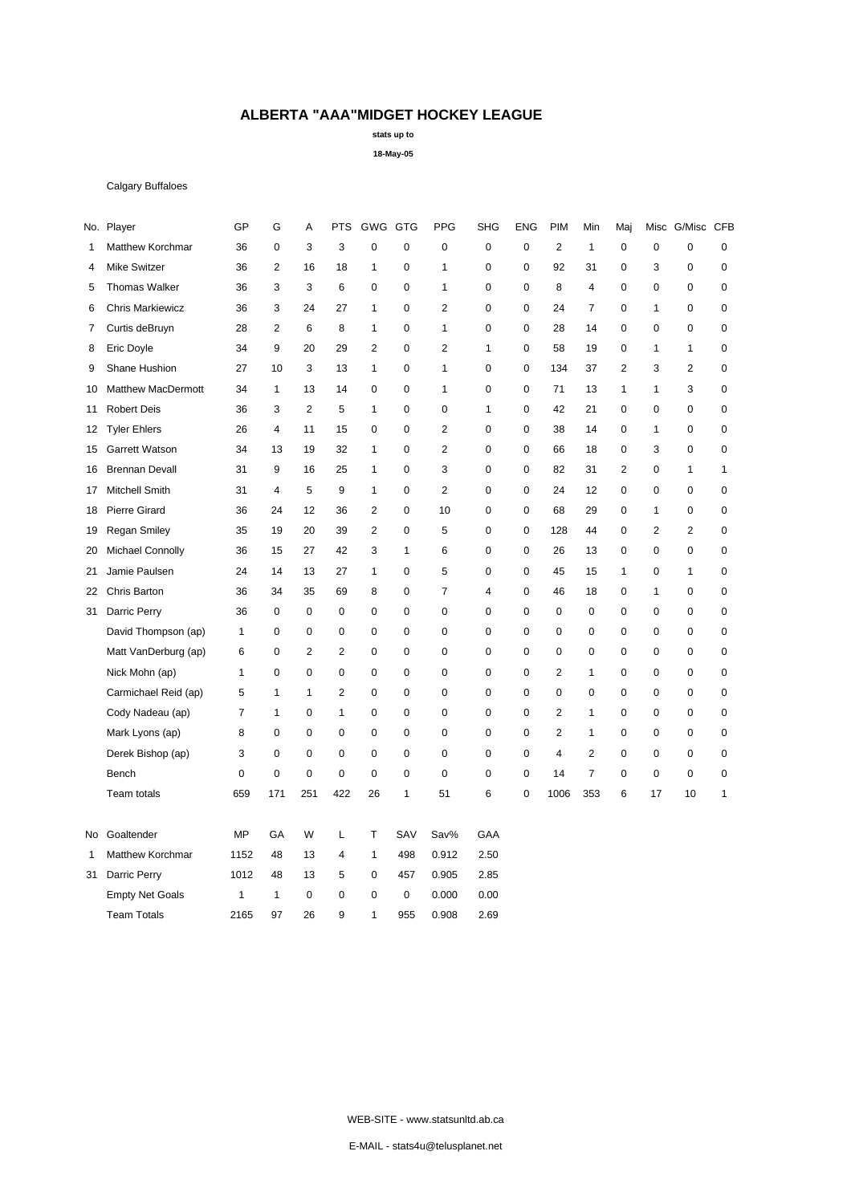# ALBERTA "AAA"MIDGET HOCKEY LEAGUE

**stats up to**

**18-May-05**

Calgary Buffaloes

| No. | Player | GP | G | A | PTS | GWG | GTG | PPG | SHG | ENG | PIM | Min | Maj | Misc | G/Misc | CFB |
|---|---|---|---|---|---|---|---|---|---|---|---|---|---|---|---|---|
| 1 | Matthew Korchmar | 36 | 0 | 3 | 3 | 0 | 0 | 0 | 0 | 0 | 2 | 1 | 0 | 0 | 0 | 0 |
| 4 | Mike Switzer | 36 | 2 | 16 | 18 | 1 | 0 | 1 | 0 | 0 | 92 | 31 | 0 | 3 | 0 | 0 |
| 5 | Thomas Walker | 36 | 3 | 3 | 6 | 0 | 0 | 1 | 0 | 0 | 8 | 4 | 0 | 0 | 0 | 0 |
| 6 | Chris Markiewicz | 36 | 3 | 24 | 27 | 1 | 0 | 2 | 0 | 0 | 24 | 7 | 0 | 1 | 0 | 0 |
| 7 | Curtis deBruyn | 28 | 2 | 6 | 8 | 1 | 0 | 1 | 0 | 0 | 28 | 14 | 0 | 0 | 0 | 0 |
| 8 | Eric Doyle | 34 | 9 | 20 | 29 | 2 | 0 | 2 | 1 | 0 | 58 | 19 | 0 | 1 | 1 | 0 |
| 9 | Shane Hushion | 27 | 10 | 3 | 13 | 1 | 0 | 1 | 0 | 0 | 134 | 37 | 2 | 3 | 2 | 0 |
| 10 | Matthew MacDermott | 34 | 1 | 13 | 14 | 0 | 0 | 1 | 0 | 0 | 71 | 13 | 1 | 1 | 3 | 0 |
| 11 | Robert Deis | 36 | 3 | 2 | 5 | 1 | 0 | 0 | 1 | 0 | 42 | 21 | 0 | 0 | 0 | 0 |
| 12 | Tyler Ehlers | 26 | 4 | 11 | 15 | 0 | 0 | 2 | 0 | 0 | 38 | 14 | 0 | 1 | 0 | 0 |
| 15 | Garrett Watson | 34 | 13 | 19 | 32 | 1 | 0 | 2 | 0 | 0 | 66 | 18 | 0 | 3 | 0 | 0 |
| 16 | Brennan Devall | 31 | 9 | 16 | 25 | 1 | 0 | 3 | 0 | 0 | 82 | 31 | 2 | 0 | 1 | 1 |
| 17 | Mitchell Smith | 31 | 4 | 5 | 9 | 1 | 0 | 2 | 0 | 0 | 24 | 12 | 0 | 0 | 0 | 0 |
| 18 | Pierre Girard | 36 | 24 | 12 | 36 | 2 | 0 | 10 | 0 | 0 | 68 | 29 | 0 | 1 | 0 | 0 |
| 19 | Regan Smiley | 35 | 19 | 20 | 39 | 2 | 0 | 5 | 0 | 0 | 128 | 44 | 0 | 2 | 2 | 0 |
| 20 | Michael Connolly | 36 | 15 | 27 | 42 | 3 | 1 | 6 | 0 | 0 | 26 | 13 | 0 | 0 | 0 | 0 |
| 21 | Jamie Paulsen | 24 | 14 | 13 | 27 | 1 | 0 | 5 | 0 | 0 | 45 | 15 | 1 | 0 | 1 | 0 |
| 22 | Chris Barton | 36 | 34 | 35 | 69 | 8 | 0 | 7 | 4 | 0 | 46 | 18 | 0 | 1 | 0 | 0 |
| 31 | Darric Perry | 36 | 0 | 0 | 0 | 0 | 0 | 0 | 0 | 0 | 0 | 0 | 0 | 0 | 0 | 0 |
| | David Thompson (ap) | 1 | 0 | 0 | 0 | 0 | 0 | 0 | 0 | 0 | 0 | 0 | 0 | 0 | 0 | 0 |
| | Matt VanDerburg (ap) | 6 | 0 | 2 | 2 | 0 | 0 | 0 | 0 | 0 | 0 | 0 | 0 | 0 | 0 | 0 |
| | Nick Mohn (ap) | 1 | 0 | 0 | 0 | 0 | 0 | 0 | 0 | 0 | 2 | 1 | 0 | 0 | 0 | 0 |
| | Carmichael Reid (ap) | 5 | 1 | 1 | 2 | 0 | 0 | 0 | 0 | 0 | 0 | 0 | 0 | 0 | 0 | 0 |
| | Cody Nadeau (ap) | 7 | 1 | 0 | 1 | 0 | 0 | 0 | 0 | 0 | 2 | 1 | 0 | 0 | 0 | 0 |
| | Mark Lyons (ap) | 8 | 0 | 0 | 0 | 0 | 0 | 0 | 0 | 0 | 2 | 1 | 0 | 0 | 0 | 0 |
| | Derek Bishop (ap) | 3 | 0 | 0 | 0 | 0 | 0 | 0 | 0 | 0 | 4 | 2 | 0 | 0 | 0 | 0 |
| | Bench | 0 | 0 | 0 | 0 | 0 | 0 | 0 | 0 | 0 | 14 | 7 | 0 | 0 | 0 | 0 |
| | Team totals | 659 | 171 | 251 | 422 | 26 | 1 | 51 | 6 | 0 | 1006 | 353 | 6 | 17 | 10 | 1 |

| No | Goaltender | MP | GA | W | L | T | SAV | Sav% | GAA |
|---|---|---|---|---|---|---|---|---|---|
| 1 | Matthew Korchmar | 1152 | 48 | 13 | 4 | 1 | 498 | 0.912 | 2.50 |
| 31 | Darric Perry | 1012 | 48 | 13 | 5 | 0 | 457 | 0.905 | 2.85 |
| | Empty Net Goals | 1 | 1 | 0 | 0 | 0 | 0 | 0.000 | 0.00 |
| | Team Totals | 2165 | 97 | 26 | 9 | 1 | 955 | 0.908 | 2.69 |

WEB-SITE - www.statsunltd.ab.ca

E-MAIL - stats4u@telusplanet.net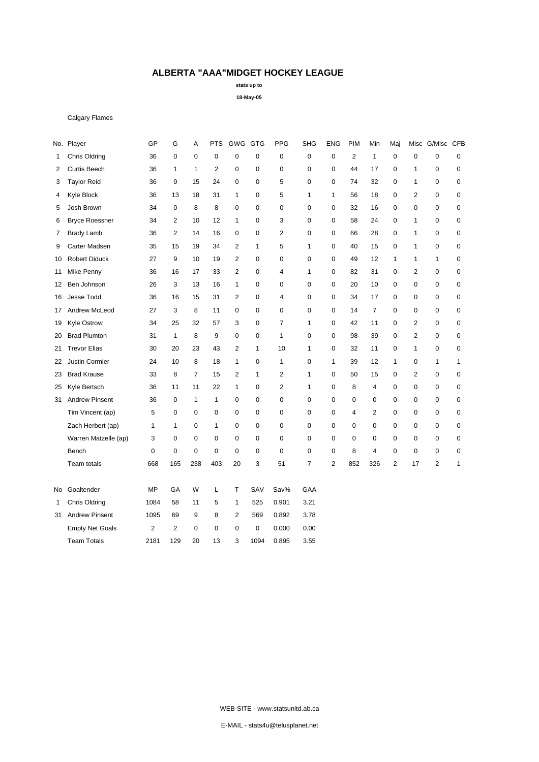# ALBERTA "AAA"MIDGET HOCKEY LEAGUE

**stats up to**

**18-May-05**

Calgary Flames

| No. | Player | GP | G | A | PTS | GWG | GTG | PPG | SHG | ENG | PIM | Min | Maj | Misc | G/Misc | CFB |
|---|---|---|---|---|---|---|---|---|---|---|---|---|---|---|---|---|
| 1 | Chris Oldring | 36 | 0 | 0 | 0 | 0 | 0 | 0 | 0 | 0 | 2 | 1 | 0 | 0 | 0 | 0 |
| 2 | Curtis Beech | 36 | 1 | 1 | 2 | 0 | 0 | 0 | 0 | 0 | 44 | 17 | 0 | 1 | 0 | 0 |
| 3 | Taylor Reid | 36 | 9 | 15 | 24 | 0 | 0 | 5 | 0 | 0 | 74 | 32 | 0 | 1 | 0 | 0 |
| 4 | Kyle Block | 36 | 13 | 18 | 31 | 1 | 0 | 5 | 1 | 1 | 56 | 18 | 0 | 2 | 0 | 0 |
| 5 | Josh Brown | 34 | 0 | 8 | 8 | 0 | 0 | 0 | 0 | 0 | 32 | 16 | 0 | 0 | 0 | 0 |
| 6 | Bryce Roessner | 34 | 2 | 10 | 12 | 1 | 0 | 3 | 0 | 0 | 58 | 24 | 0 | 1 | 0 | 0 |
| 7 | Brady Lamb | 36 | 2 | 14 | 16 | 0 | 0 | 2 | 0 | 0 | 66 | 28 | 0 | 1 | 0 | 0 |
| 9 | Carter Madsen | 35 | 15 | 19 | 34 | 2 | 1 | 5 | 1 | 0 | 40 | 15 | 0 | 1 | 0 | 0 |
| 10 | Robert Diduck | 27 | 9 | 10 | 19 | 2 | 0 | 0 | 0 | 0 | 49 | 12 | 1 | 1 | 1 | 0 |
| 11 | Mike Penny | 36 | 16 | 17 | 33 | 2 | 0 | 4 | 1 | 0 | 82 | 31 | 0 | 2 | 0 | 0 |
| 12 | Ben Johnson | 26 | 3 | 13 | 16 | 1 | 0 | 0 | 0 | 0 | 20 | 10 | 0 | 0 | 0 | 0 |
| 16 | Jesse Todd | 36 | 16 | 15 | 31 | 2 | 0 | 4 | 0 | 0 | 34 | 17 | 0 | 0 | 0 | 0 |
| 17 | Andrew McLeod | 27 | 3 | 8 | 11 | 0 | 0 | 0 | 0 | 0 | 14 | 7 | 0 | 0 | 0 | 0 |
| 19 | Kyle Ostrow | 34 | 25 | 32 | 57 | 3 | 0 | 7 | 1 | 0 | 42 | 11 | 0 | 2 | 0 | 0 |
| 20 | Brad Plumton | 31 | 1 | 8 | 9 | 0 | 0 | 1 | 0 | 0 | 98 | 39 | 0 | 2 | 0 | 0 |
| 21 | Trevor Elias | 30 | 20 | 23 | 43 | 2 | 1 | 10 | 1 | 0 | 32 | 11 | 0 | 1 | 0 | 0 |
| 22 | Justin Cormier | 24 | 10 | 8 | 18 | 1 | 0 | 1 | 0 | 1 | 39 | 12 | 1 | 0 | 1 | 1 |
| 23 | Brad Krause | 33 | 8 | 7 | 15 | 2 | 1 | 2 | 1 | 0 | 50 | 15 | 0 | 2 | 0 | 0 |
| 25 | Kyle Bertsch | 36 | 11 | 11 | 22 | 1 | 0 | 2 | 1 | 0 | 8 | 4 | 0 | 0 | 0 | 0 |
| 31 | Andrew Pinsent | 36 | 0 | 1 | 1 | 0 | 0 | 0 | 0 | 0 | 0 | 0 | 0 | 0 | 0 | 0 |
| | Tim Vincent (ap) | 5 | 0 | 0 | 0 | 0 | 0 | 0 | 0 | 0 | 4 | 2 | 0 | 0 | 0 | 0 |
| | Zach Herbert (ap) | 1 | 1 | 0 | 1 | 0 | 0 | 0 | 0 | 0 | 0 | 0 | 0 | 0 | 0 | 0 |
| | Warren Matzelle (ap) | 3 | 0 | 0 | 0 | 0 | 0 | 0 | 0 | 0 | 0 | 0 | 0 | 0 | 0 | 0 |
| | Bench | 0 | 0 | 0 | 0 | 0 | 0 | 0 | 0 | 0 | 8 | 4 | 0 | 0 | 0 | 0 |
| | Team totals | 668 | 165 | 238 | 403 | 20 | 3 | 51 | 7 | 2 | 852 | 326 | 2 | 17 | 2 | 1 |

| No | Goaltender | MP | GA | W | L | T | SAV | Sav% | GAA |
|---|---|---|---|---|---|---|---|---|---|
| 1 | Chris Oldring | 1084 | 58 | 11 | 5 | 1 | 525 | 0.901 | 3.21 |
| 31 | Andrew Pinsent | 1095 | 69 | 9 | 8 | 2 | 569 | 0.892 | 3.78 |
| | Empty Net Goals | 2 | 2 | 0 | 0 | 0 | 0 | 0.000 | 0.00 |
| | Team Totals | 2181 | 129 | 20 | 13 | 3 | 1094 | 0.895 | 3.55 |

WEB-SITE - www.statsunltd.ab.ca

E-MAIL - stats4u@telusplanet.net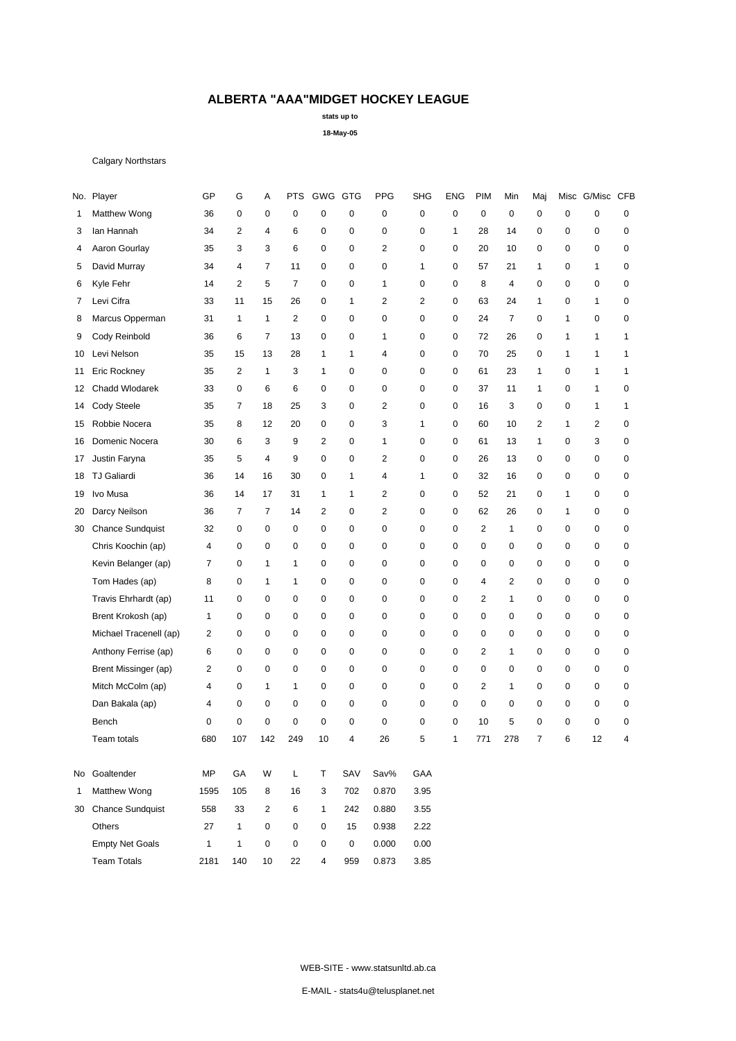# ALBERTA "AAA"MIDGET HOCKEY LEAGUE

**stats up to**

**18-May-05**

Calgary Northstars

| No. | Player | GP | G | A | PTS | GWG | GTG | PPG | SHG | ENG | PIM | Min | Maj | Misc | G/Misc | CFB |
|---|---|---|---|---|---|---|---|---|---|---|---|---|---|---|---|---|
| 1 | Matthew Wong | 36 | 0 | 0 | 0 | 0 | 0 | 0 | 0 | 0 | 0 | 0 | 0 | 0 | 0 | 0 |
| 3 | Ian Hannah | 34 | 2 | 4 | 6 | 0 | 0 | 0 | 0 | 1 | 28 | 14 | 0 | 0 | 0 | 0 |
| 4 | Aaron Gourlay | 35 | 3 | 3 | 6 | 0 | 0 | 2 | 0 | 0 | 20 | 10 | 0 | 0 | 0 | 0 |
| 5 | David Murray | 34 | 4 | 7 | 11 | 0 | 0 | 0 | 1 | 0 | 57 | 21 | 1 | 0 | 1 | 0 |
| 6 | Kyle Fehr | 14 | 2 | 5 | 7 | 0 | 0 | 1 | 0 | 0 | 8 | 4 | 0 | 0 | 0 | 0 |
| 7 | Levi Cifra | 33 | 11 | 15 | 26 | 0 | 1 | 2 | 2 | 0 | 63 | 24 | 1 | 0 | 1 | 0 |
| 8 | Marcus Opperman | 31 | 1 | 1 | 2 | 0 | 0 | 0 | 0 | 0 | 24 | 7 | 0 | 1 | 0 | 0 |
| 9 | Cody Reinbold | 36 | 6 | 7 | 13 | 0 | 0 | 1 | 0 | 0 | 72 | 26 | 0 | 1 | 1 | 1 |
| 10 | Levi Nelson | 35 | 15 | 13 | 28 | 1 | 1 | 4 | 0 | 0 | 70 | 25 | 0 | 1 | 1 | 1 |
| 11 | Eric Rockney | 35 | 2 | 1 | 3 | 1 | 0 | 0 | 0 | 0 | 61 | 23 | 1 | 0 | 1 | 1 |
| 12 | Chadd Wlodarek | 33 | 0 | 6 | 6 | 0 | 0 | 0 | 0 | 0 | 37 | 11 | 1 | 0 | 1 | 0 |
| 14 | Cody Steele | 35 | 7 | 18 | 25 | 3 | 0 | 2 | 0 | 0 | 16 | 3 | 0 | 0 | 1 | 1 |
| 15 | Robbie Nocera | 35 | 8 | 12 | 20 | 0 | 0 | 3 | 1 | 0 | 60 | 10 | 2 | 1 | 2 | 0 |
| 16 | Domenic Nocera | 30 | 6 | 3 | 9 | 2 | 0 | 1 | 0 | 0 | 61 | 13 | 1 | 0 | 3 | 0 |
| 17 | Justin Faryna | 35 | 5 | 4 | 9 | 0 | 0 | 2 | 0 | 0 | 26 | 13 | 0 | 0 | 0 | 0 |
| 18 | TJ Galiardi | 36 | 14 | 16 | 30 | 0 | 1 | 4 | 1 | 0 | 32 | 16 | 0 | 0 | 0 | 0 |
| 19 | Ivo Musa | 36 | 14 | 17 | 31 | 1 | 1 | 2 | 0 | 0 | 52 | 21 | 0 | 1 | 0 | 0 |
| 20 | Darcy Neilson | 36 | 7 | 7 | 14 | 2 | 0 | 2 | 0 | 0 | 62 | 26 | 0 | 1 | 0 | 0 |
| 30 | Chance Sundquist | 32 | 0 | 0 | 0 | 0 | 0 | 0 | 0 | 0 | 2 | 1 | 0 | 0 | 0 | 0 |
| | Chris Koochin (ap) | 4 | 0 | 0 | 0 | 0 | 0 | 0 | 0 | 0 | 0 | 0 | 0 | 0 | 0 | 0 |
| | Kevin Belanger (ap) | 7 | 0 | 1 | 1 | 0 | 0 | 0 | 0 | 0 | 0 | 0 | 0 | 0 | 0 | 0 |
| | Tom Hades (ap) | 8 | 0 | 1 | 1 | 0 | 0 | 0 | 0 | 0 | 4 | 2 | 0 | 0 | 0 | 0 |
| | Travis Ehrhardt (ap) | 11 | 0 | 0 | 0 | 0 | 0 | 0 | 0 | 0 | 2 | 1 | 0 | 0 | 0 | 0 |
| | Brent Krokosh (ap) | 1 | 0 | 0 | 0 | 0 | 0 | 0 | 0 | 0 | 0 | 0 | 0 | 0 | 0 | 0 |
| | Michael Tracenell (ap) | 2 | 0 | 0 | 0 | 0 | 0 | 0 | 0 | 0 | 0 | 0 | 0 | 0 | 0 | 0 |
| | Anthony Ferrise (ap) | 6 | 0 | 0 | 0 | 0 | 0 | 0 | 0 | 0 | 2 | 1 | 0 | 0 | 0 | 0 |
| | Brent Missinger (ap) | 2 | 0 | 0 | 0 | 0 | 0 | 0 | 0 | 0 | 0 | 0 | 0 | 0 | 0 | 0 |
| | Mitch McColm (ap) | 4 | 0 | 1 | 1 | 0 | 0 | 0 | 0 | 0 | 2 | 1 | 0 | 0 | 0 | 0 |
| | Dan Bakala (ap) | 4 | 0 | 0 | 0 | 0 | 0 | 0 | 0 | 0 | 0 | 0 | 0 | 0 | 0 | 0 |
| | Bench | 0 | 0 | 0 | 0 | 0 | 0 | 0 | 0 | 0 | 10 | 5 | 0 | 0 | 0 | 0 |
| | Team totals | 680 | 107 | 142 | 249 | 10 | 4 | 26 | 5 | 1 | 771 | 278 | 7 | 6 | 12 | 4 |

| No | Goaltender | MP | GA | W | L | T | SAV | Sav% | GAA |
|---|---|---|---|---|---|---|---|---|---|
| 1 | Matthew Wong | 1595 | 105 | 8 | 16 | 3 | 702 | 0.870 | 3.95 |
| 30 | Chance Sundquist | 558 | 33 | 2 | 6 | 1 | 242 | 0.880 | 3.55 |
| | Others | 27 | 1 | 0 | 0 | 0 | 15 | 0.938 | 2.22 |
| | Empty Net Goals | 1 | 1 | 0 | 0 | 0 | 0 | 0.000 | 0.00 |
| | Team Totals | 2181 | 140 | 10 | 22 | 4 | 959 | 0.873 | 3.85 |

WEB-SITE - www.statsunltd.ab.ca

E-MAIL - stats4u@telusplanet.net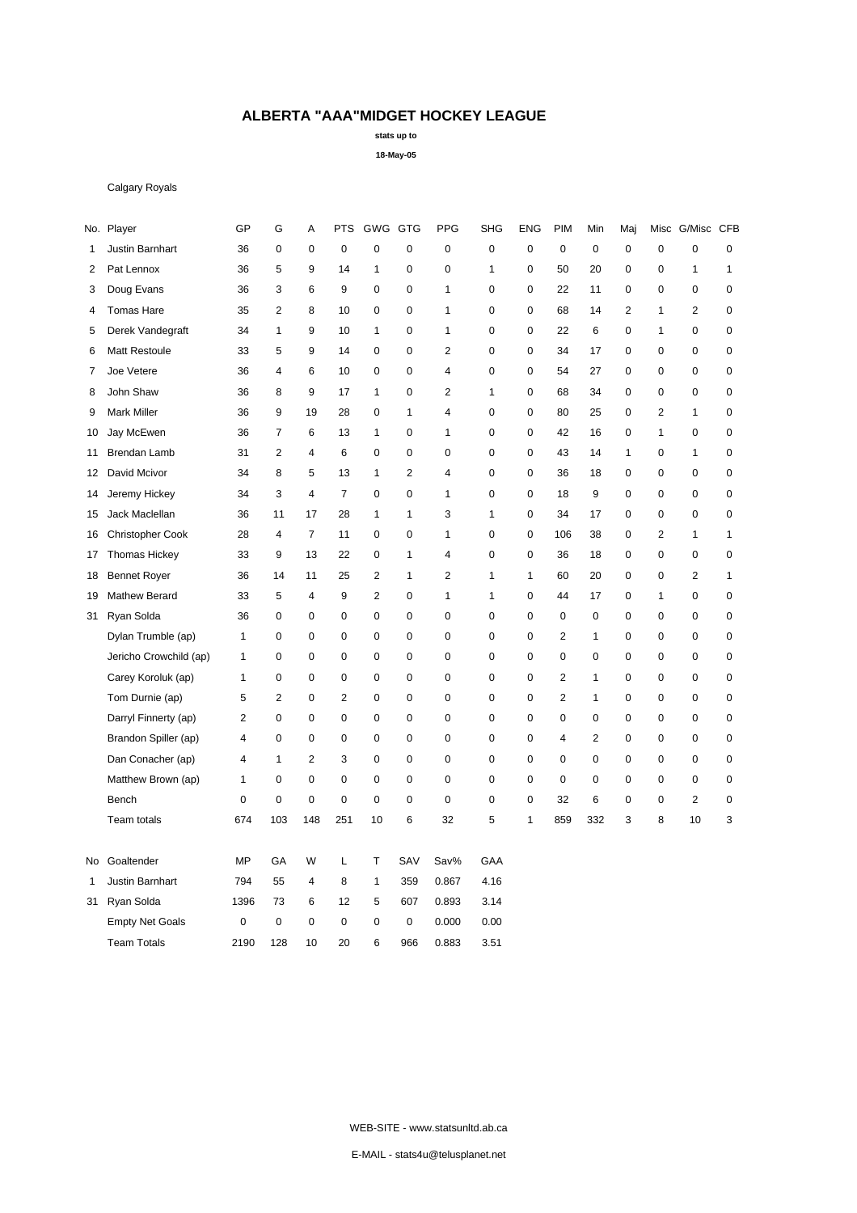# ALBERTA "AAA"MIDGET HOCKEY LEAGUE

**stats up to**

**18-May-05**

Calgary Royals

| No. | Player | GP | G | A | PTS | GWG | GTG | PPG | SHG | ENG | PIM | Min | Maj | Misc | G/Misc | CFB |
|---|---|---|---|---|---|---|---|---|---|---|---|---|---|---|---|---|
| 1 | Justin Barnhart | 36 | 0 | 0 | 0 | 0 | 0 | 0 | 0 | 0 | 0 | 0 | 0 | 0 | 0 | 0 |
| 2 | Pat Lennox | 36 | 5 | 9 | 14 | 1 | 0 | 0 | 1 | 0 | 50 | 20 | 0 | 0 | 1 | 1 |
| 3 | Doug Evans | 36 | 3 | 6 | 9 | 0 | 0 | 1 | 0 | 0 | 22 | 11 | 0 | 0 | 0 | 0 |
| 4 | Tomas Hare | 35 | 2 | 8 | 10 | 0 | 0 | 1 | 0 | 0 | 68 | 14 | 2 | 1 | 2 | 0 |
| 5 | Derek Vandegraft | 34 | 1 | 9 | 10 | 1 | 0 | 1 | 0 | 0 | 22 | 6 | 0 | 1 | 0 | 0 |
| 6 | Matt Restoule | 33 | 5 | 9 | 14 | 0 | 0 | 2 | 0 | 0 | 34 | 17 | 0 | 0 | 0 | 0 |
| 7 | Joe Vetere | 36 | 4 | 6 | 10 | 0 | 0 | 4 | 0 | 0 | 54 | 27 | 0 | 0 | 0 | 0 |
| 8 | John Shaw | 36 | 8 | 9 | 17 | 1 | 0 | 2 | 1 | 0 | 68 | 34 | 0 | 0 | 0 | 0 |
| 9 | Mark Miller | 36 | 9 | 19 | 28 | 0 | 1 | 4 | 0 | 0 | 80 | 25 | 0 | 2 | 1 | 0 |
| 10 | Jay McEwen | 36 | 7 | 6 | 13 | 1 | 0 | 1 | 0 | 0 | 42 | 16 | 0 | 1 | 0 | 0 |
| 11 | Brendan Lamb | 31 | 2 | 4 | 6 | 0 | 0 | 0 | 0 | 0 | 43 | 14 | 1 | 0 | 1 | 0 |
| 12 | David Mcivor | 34 | 8 | 5 | 13 | 1 | 2 | 4 | 0 | 0 | 36 | 18 | 0 | 0 | 0 | 0 |
| 14 | Jeremy Hickey | 34 | 3 | 4 | 7 | 0 | 0 | 1 | 0 | 0 | 18 | 9 | 0 | 0 | 0 | 0 |
| 15 | Jack Maclellan | 36 | 11 | 17 | 28 | 1 | 1 | 3 | 1 | 0 | 34 | 17 | 0 | 0 | 0 | 0 |
| 16 | Christopher Cook | 28 | 4 | 7 | 11 | 0 | 0 | 1 | 0 | 0 | 106 | 38 | 0 | 2 | 1 | 1 |
| 17 | Thomas Hickey | 33 | 9 | 13 | 22 | 0 | 1 | 4 | 0 | 0 | 36 | 18 | 0 | 0 | 0 | 0 |
| 18 | Bennet Royer | 36 | 14 | 11 | 25 | 2 | 1 | 2 | 1 | 1 | 60 | 20 | 0 | 0 | 2 | 1 |
| 19 | Mathew Berard | 33 | 5 | 4 | 9 | 2 | 0 | 1 | 1 | 0 | 44 | 17 | 0 | 1 | 0 | 0 |
| 31 | Ryan Solda | 36 | 0 | 0 | 0 | 0 | 0 | 0 | 0 | 0 | 0 | 0 | 0 | 0 | 0 | 0 |
| | Dylan Trumble (ap) | 1 | 0 | 0 | 0 | 0 | 0 | 0 | 0 | 0 | 2 | 1 | 0 | 0 | 0 | 0 |
| | Jericho Crowchild (ap) | 1 | 0 | 0 | 0 | 0 | 0 | 0 | 0 | 0 | 0 | 0 | 0 | 0 | 0 | 0 |
| | Carey Koroluk (ap) | 1 | 0 | 0 | 0 | 0 | 0 | 0 | 0 | 0 | 2 | 1 | 0 | 0 | 0 | 0 |
| | Tom Durnie (ap) | 5 | 2 | 0 | 2 | 0 | 0 | 0 | 0 | 0 | 2 | 1 | 0 | 0 | 0 | 0 |
| | Darryl Finnerty (ap) | 2 | 0 | 0 | 0 | 0 | 0 | 0 | 0 | 0 | 0 | 0 | 0 | 0 | 0 | 0 |
| | Brandon Spiller (ap) | 4 | 0 | 0 | 0 | 0 | 0 | 0 | 0 | 0 | 4 | 2 | 0 | 0 | 0 | 0 |
| | Dan Conacher (ap) | 4 | 1 | 2 | 3 | 0 | 0 | 0 | 0 | 0 | 0 | 0 | 0 | 0 | 0 | 0 |
| | Matthew Brown (ap) | 1 | 0 | 0 | 0 | 0 | 0 | 0 | 0 | 0 | 0 | 0 | 0 | 0 | 0 | 0 |
| | Bench | 0 | 0 | 0 | 0 | 0 | 0 | 0 | 0 | 0 | 32 | 6 | 0 | 0 | 2 | 0 |
| | Team totals | 674 | 103 | 148 | 251 | 10 | 6 | 32 | 5 | 1 | 859 | 332 | 3 | 8 | 10 | 3 |

| No | Goaltender | MP | GA | W | L | T | SAV | Sav% | GAA |
|---|---|---|---|---|---|---|---|---|---|
| 1 | Justin Barnhart | 794 | 55 | 4 | 8 | 1 | 359 | 0.867 | 4.16 |
| 31 | Ryan Solda | 1396 | 73 | 6 | 12 | 5 | 607 | 0.893 | 3.14 |
| | Empty Net Goals | 0 | 0 | 0 | 0 | 0 | 0 | 0.000 | 0.00 |
| | Team Totals | 2190 | 128 | 10 | 20 | 6 | 966 | 0.883 | 3.51 |

WEB-SITE - www.statsunltd.ab.ca

E-MAIL - stats4u@telusplanet.net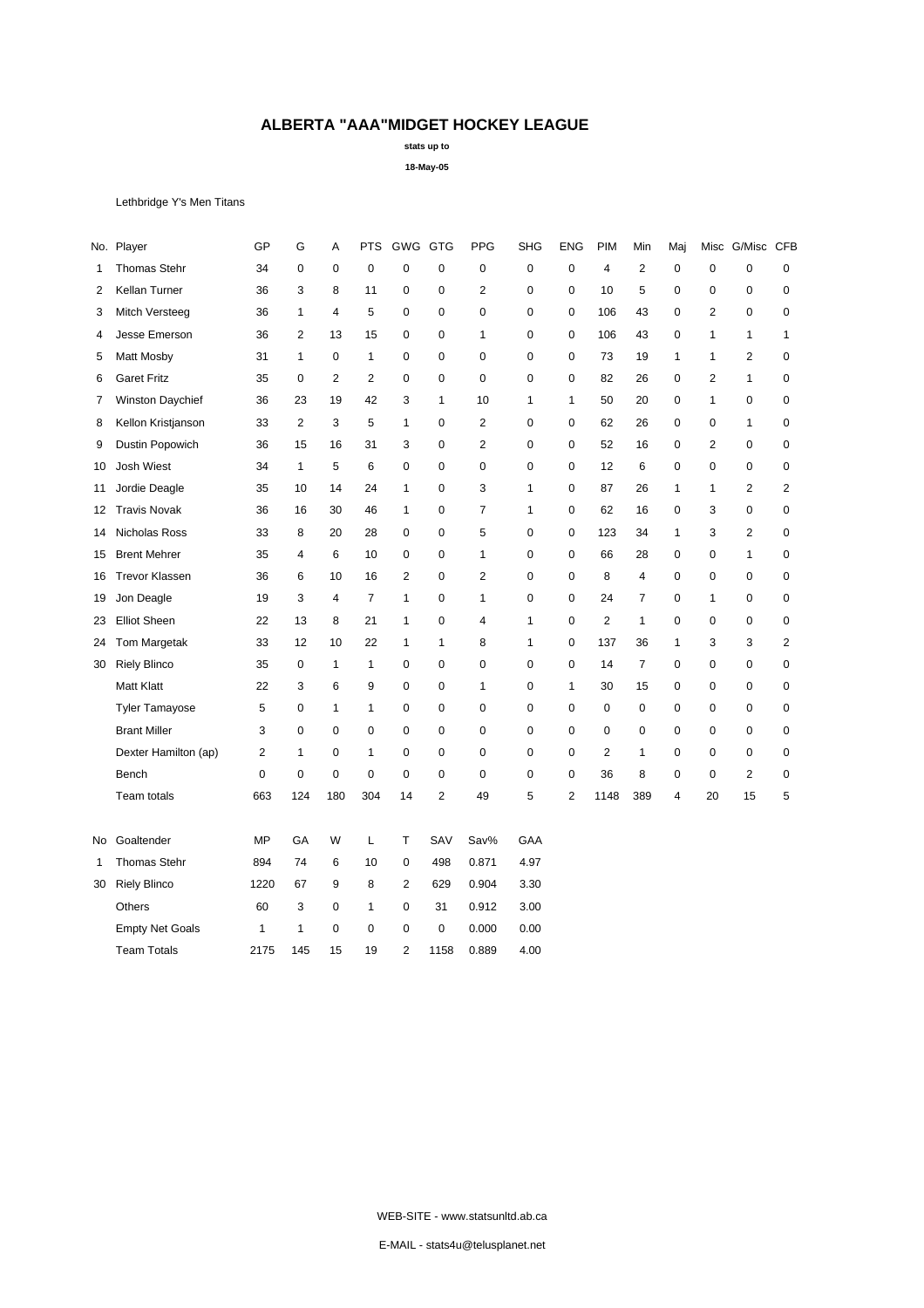# ALBERTA "AAA"MIDGET HOCKEY LEAGUE

**stats up to**

**18-May-05**

Lethbridge Y's Men Titans

| No. | Player | GP | G | A | PTS | GWG | GTG | PPG | SHG | ENG | PIM | Min | Maj | Misc | G/Misc | CFB |
|---|---|---|---|---|---|---|---|---|---|---|---|---|---|---|---|---|
| 1 | Thomas Stehr | 34 | 0 | 0 | 0 | 0 | 0 | 0 | 0 | 0 | 4 | 2 | 0 | 0 | 0 | 0 |
| 2 | Kellan Turner | 36 | 3 | 8 | 11 | 0 | 0 | 2 | 0 | 0 | 10 | 5 | 0 | 0 | 0 | 0 |
| 3 | Mitch Versteeg | 36 | 1 | 4 | 5 | 0 | 0 | 0 | 0 | 0 | 106 | 43 | 0 | 2 | 0 | 0 |
| 4 | Jesse Emerson | 36 | 2 | 13 | 15 | 0 | 0 | 1 | 0 | 0 | 106 | 43 | 0 | 1 | 1 | 1 |
| 5 | Matt Mosby | 31 | 1 | 0 | 1 | 0 | 0 | 0 | 0 | 0 | 73 | 19 | 1 | 1 | 2 | 0 |
| 6 | Garet Fritz | 35 | 0 | 2 | 2 | 0 | 0 | 0 | 0 | 0 | 82 | 26 | 0 | 2 | 1 | 0 |
| 7 | Winston Daychief | 36 | 23 | 19 | 42 | 3 | 1 | 10 | 1 | 1 | 50 | 20 | 0 | 1 | 0 | 0 |
| 8 | Kellon Kristjanson | 33 | 2 | 3 | 5 | 1 | 0 | 2 | 0 | 0 | 62 | 26 | 0 | 0 | 1 | 0 |
| 9 | Dustin Popowich | 36 | 15 | 16 | 31 | 3 | 0 | 2 | 0 | 0 | 52 | 16 | 0 | 2 | 0 | 0 |
| 10 | Josh Wiest | 34 | 1 | 5 | 6 | 0 | 0 | 0 | 0 | 0 | 12 | 6 | 0 | 0 | 0 | 0 |
| 11 | Jordie Deagle | 35 | 10 | 14 | 24 | 1 | 0 | 3 | 1 | 0 | 87 | 26 | 1 | 1 | 2 | 2 |
| 12 | Travis Novak | 36 | 16 | 30 | 46 | 1 | 0 | 7 | 1 | 0 | 62 | 16 | 0 | 3 | 0 | 0 |
| 14 | Nicholas Ross | 33 | 8 | 20 | 28 | 0 | 0 | 5 | 0 | 0 | 123 | 34 | 1 | 3 | 2 | 0 |
| 15 | Brent Mehrer | 35 | 4 | 6 | 10 | 0 | 0 | 1 | 0 | 0 | 66 | 28 | 0 | 0 | 1 | 0 |
| 16 | Trevor Klassen | 36 | 6 | 10 | 16 | 2 | 0 | 2 | 0 | 0 | 8 | 4 | 0 | 0 | 0 | 0 |
| 19 | Jon Deagle | 19 | 3 | 4 | 7 | 1 | 0 | 1 | 0 | 0 | 24 | 7 | 0 | 1 | 0 | 0 |
| 23 | Elliot Sheen | 22 | 13 | 8 | 21 | 1 | 0 | 4 | 1 | 0 | 2 | 1 | 0 | 0 | 0 | 0 |
| 24 | Tom Margetak | 33 | 12 | 10 | 22 | 1 | 1 | 8 | 1 | 0 | 137 | 36 | 1 | 3 | 3 | 2 |
| 30 | Riely Blinco | 35 | 0 | 1 | 1 | 0 | 0 | 0 | 0 | 0 | 14 | 7 | 0 | 0 | 0 | 0 |
| | Matt Klatt | 22 | 3 | 6 | 9 | 0 | 0 | 1 | 0 | 1 | 30 | 15 | 0 | 0 | 0 | 0 |
| | Tyler Tamayose | 5 | 0 | 1 | 1 | 0 | 0 | 0 | 0 | 0 | 0 | 0 | 0 | 0 | 0 | 0 |
| | Brant Miller | 3 | 0 | 0 | 0 | 0 | 0 | 0 | 0 | 0 | 0 | 0 | 0 | 0 | 0 | 0 |
| | Dexter Hamilton (ap) | 2 | 1 | 0 | 1 | 0 | 0 | 0 | 0 | 0 | 2 | 1 | 0 | 0 | 0 | 0 |
| | Bench | 0 | 0 | 0 | 0 | 0 | 0 | 0 | 0 | 0 | 36 | 8 | 0 | 0 | 2 | 0 |
| | Team totals | 663 | 124 | 180 | 304 | 14 | 2 | 49 | 5 | 2 | 1148 | 389 | 4 | 20 | 15 | 5 |

| No | Goaltender | MP | GA | W | L | T | SAV | Sav% | GAA |
|---|---|---|---|---|---|---|---|---|---|
| 1 | Thomas Stehr | 894 | 74 | 6 | 10 | 0 | 498 | 0.871 | 4.97 |
| 30 | Riely Blinco | 1220 | 67 | 9 | 8 | 2 | 629 | 0.904 | 3.30 |
| | Others | 60 | 3 | 0 | 1 | 0 | 31 | 0.912 | 3.00 |
| | Empty Net Goals | 1 | 1 | 0 | 0 | 0 | 0 | 0.000 | 0.00 |
| | Team Totals | 2175 | 145 | 15 | 19 | 2 | 1158 | 0.889 | 4.00 |

WEB-SITE - www.statsunltd.ab.ca

E-MAIL - stats4u@telusplanet.net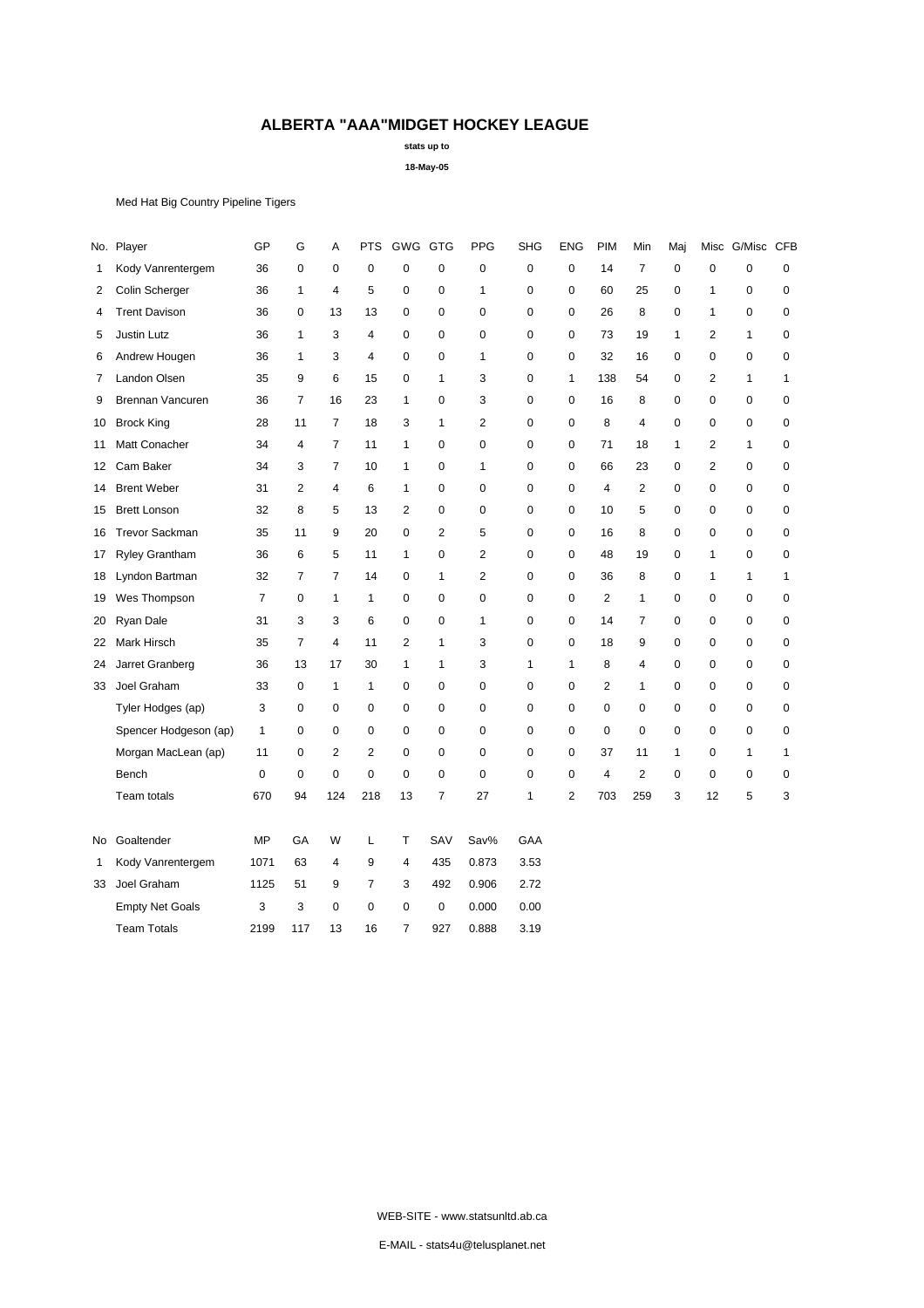# ALBERTA "AAA"MIDGET HOCKEY LEAGUE

**stats up to**

**18-May-05**

Med Hat Big Country Pipeline Tigers

| No. | Player | GP | G | A | PTS | GWG | GTG | PPG | SHG | ENG | PIM | Min | Maj | Misc | G/Misc | CFB |
|---|---|---|---|---|---|---|---|---|---|---|---|---|---|---|---|---|
| 1 | Kody Vanrentergem | 36 | 0 | 0 | 0 | 0 | 0 | 0 | 0 | 0 | 14 | 7 | 0 | 0 | 0 | 0 |
| 2 | Colin Scherger | 36 | 1 | 4 | 5 | 0 | 0 | 1 | 0 | 0 | 60 | 25 | 0 | 1 | 0 | 0 |
| 4 | Trent Davison | 36 | 0 | 13 | 13 | 0 | 0 | 0 | 0 | 0 | 26 | 8 | 0 | 1 | 0 | 0 |
| 5 | Justin Lutz | 36 | 1 | 3 | 4 | 0 | 0 | 0 | 0 | 0 | 73 | 19 | 1 | 2 | 1 | 0 |
| 6 | Andrew Hougen | 36 | 1 | 3 | 4 | 0 | 0 | 1 | 0 | 0 | 32 | 16 | 0 | 0 | 0 | 0 |
| 7 | Landon Olsen | 35 | 9 | 6 | 15 | 0 | 1 | 3 | 0 | 1 | 138 | 54 | 0 | 2 | 1 | 1 |
| 9 | Brennan Vancuren | 36 | 7 | 16 | 23 | 1 | 0 | 3 | 0 | 0 | 16 | 8 | 0 | 0 | 0 | 0 |
| 10 | Brock King | 28 | 11 | 7 | 18 | 3 | 1 | 2 | 0 | 0 | 8 | 4 | 0 | 0 | 0 | 0 |
| 11 | Matt Conacher | 34 | 4 | 7 | 11 | 1 | 0 | 0 | 0 | 0 | 71 | 18 | 1 | 2 | 1 | 0 |
| 12 | Cam Baker | 34 | 3 | 7 | 10 | 1 | 0 | 1 | 0 | 0 | 66 | 23 | 0 | 2 | 0 | 0 |
| 14 | Brent Weber | 31 | 2 | 4 | 6 | 1 | 0 | 0 | 0 | 0 | 4 | 2 | 0 | 0 | 0 | 0 |
| 15 | Brett Lonson | 32 | 8 | 5 | 13 | 2 | 0 | 0 | 0 | 0 | 10 | 5 | 0 | 0 | 0 | 0 |
| 16 | Trevor Sackman | 35 | 11 | 9 | 20 | 0 | 2 | 5 | 0 | 0 | 16 | 8 | 0 | 0 | 0 | 0 |
| 17 | Ryley Grantham | 36 | 6 | 5 | 11 | 1 | 0 | 2 | 0 | 0 | 48 | 19 | 0 | 1 | 0 | 0 |
| 18 | Lyndon Bartman | 32 | 7 | 7 | 14 | 0 | 1 | 2 | 0 | 0 | 36 | 8 | 0 | 1 | 1 | 1 |
| 19 | Wes Thompson | 7 | 0 | 1 | 1 | 0 | 0 | 0 | 0 | 0 | 2 | 1 | 0 | 0 | 0 | 0 |
| 20 | Ryan Dale | 31 | 3 | 3 | 6 | 0 | 0 | 1 | 0 | 0 | 14 | 7 | 0 | 0 | 0 | 0 |
| 22 | Mark Hirsch | 35 | 7 | 4 | 11 | 2 | 1 | 3 | 0 | 0 | 18 | 9 | 0 | 0 | 0 | 0 |
| 24 | Jarret Granberg | 36 | 13 | 17 | 30 | 1 | 1 | 3 | 1 | 1 | 8 | 4 | 0 | 0 | 0 | 0 |
| 33 | Joel Graham | 33 | 0 | 1 | 1 | 0 | 0 | 0 | 0 | 0 | 2 | 1 | 0 | 0 | 0 | 0 |
| | Tyler Hodges (ap) | 3 | 0 | 0 | 0 | 0 | 0 | 0 | 0 | 0 | 0 | 0 | 0 | 0 | 0 | 0 |
| | Spencer Hodgeson (ap) | 1 | 0 | 0 | 0 | 0 | 0 | 0 | 0 | 0 | 0 | 0 | 0 | 0 | 0 | 0 |
| | Morgan MacLean (ap) | 11 | 0 | 2 | 2 | 0 | 0 | 0 | 0 | 0 | 37 | 11 | 1 | 0 | 1 | 1 |
| | Bench | 0 | 0 | 0 | 0 | 0 | 0 | 0 | 0 | 0 | 4 | 2 | 0 | 0 | 0 | 0 |
| | Team totals | 670 | 94 | 124 | 218 | 13 | 7 | 27 | 1 | 2 | 703 | 259 | 3 | 12 | 5 | 3 |

| No | Goaltender | MP | GA | W | L | T | SAV | Sav% | GAA |
|---|---|---|---|---|---|---|---|---|---|
| 1 | Kody Vanrentergem | 1071 | 63 | 4 | 9 | 4 | 435 | 0.873 | 3.53 |
| 33 | Joel Graham | 1125 | 51 | 9 | 7 | 3 | 492 | 0.906 | 2.72 |
| | Empty Net Goals | 3 | 3 | 0 | 0 | 0 | 0 | 0.000 | 0.00 |
| | Team Totals | 2199 | 117 | 13 | 16 | 7 | 927 | 0.888 | 3.19 |

WEB-SITE - www.statsunltd.ab.ca

E-MAIL - stats4u@telusplanet.net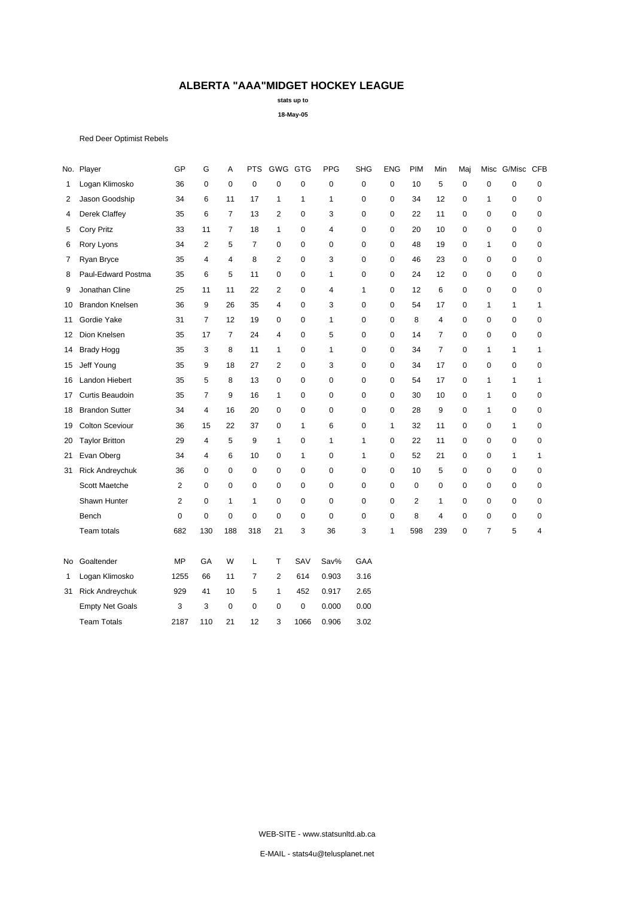# ALBERTA "AAA"MIDGET HOCKEY LEAGUE

**stats up to**

**18-May-05**

Red Deer Optimist Rebels

| No. | Player | GP | G | A | PTS | GWG | GTG | PPG | SHG | ENG | PIM | Min | Maj | Misc | G/Misc | CFB |
|---|---|---|---|---|---|---|---|---|---|---|---|---|---|---|---|---|
| 1 | Logan Klimosko | 36 | 0 | 0 | 0 | 0 | 0 | 0 | 0 | 0 | 10 | 5 | 0 | 0 | 0 | 0 |
| 2 | Jason Goodship | 34 | 6 | 11 | 17 | 1 | 1 | 1 | 0 | 0 | 34 | 12 | 0 | 1 | 0 | 0 |
| 4 | Derek Claffey | 35 | 6 | 7 | 13 | 2 | 0 | 3 | 0 | 0 | 22 | 11 | 0 | 0 | 0 | 0 |
| 5 | Cory Pritz | 33 | 11 | 7 | 18 | 1 | 0 | 4 | 0 | 0 | 20 | 10 | 0 | 0 | 0 | 0 |
| 6 | Rory Lyons | 34 | 2 | 5 | 7 | 0 | 0 | 0 | 0 | 0 | 48 | 19 | 0 | 1 | 0 | 0 |
| 7 | Ryan Bryce | 35 | 4 | 4 | 8 | 2 | 0 | 3 | 0 | 0 | 46 | 23 | 0 | 0 | 0 | 0 |
| 8 | Paul-Edward Postma | 35 | 6 | 5 | 11 | 0 | 0 | 1 | 0 | 0 | 24 | 12 | 0 | 0 | 0 | 0 |
| 9 | Jonathan Cline | 25 | 11 | 11 | 22 | 2 | 0 | 4 | 1 | 0 | 12 | 6 | 0 | 0 | 0 | 0 |
| 10 | Brandon Knelsen | 36 | 9 | 26 | 35 | 4 | 0 | 3 | 0 | 0 | 54 | 17 | 0 | 1 | 1 | 1 |
| 11 | Gordie Yake | 31 | 7 | 12 | 19 | 0 | 0 | 1 | 0 | 0 | 8 | 4 | 0 | 0 | 0 | 0 |
| 12 | Dion Knelsen | 35 | 17 | 7 | 24 | 4 | 0 | 5 | 0 | 0 | 14 | 7 | 0 | 0 | 0 | 0 |
| 14 | Brady Hogg | 35 | 3 | 8 | 11 | 1 | 0 | 1 | 0 | 0 | 34 | 7 | 0 | 1 | 1 | 1 |
| 15 | Jeff Young | 35 | 9 | 18 | 27 | 2 | 0 | 3 | 0 | 0 | 34 | 17 | 0 | 0 | 0 | 0 |
| 16 | Landon Hiebert | 35 | 5 | 8 | 13 | 0 | 0 | 0 | 0 | 0 | 54 | 17 | 0 | 1 | 1 | 1 |
| 17 | Curtis Beaudoin | 35 | 7 | 9 | 16 | 1 | 0 | 0 | 0 | 0 | 30 | 10 | 0 | 1 | 0 | 0 |
| 18 | Brandon Sutter | 34 | 4 | 16 | 20 | 0 | 0 | 0 | 0 | 0 | 28 | 9 | 0 | 1 | 0 | 0 |
| 19 | Colton Sceviour | 36 | 15 | 22 | 37 | 0 | 1 | 6 | 0 | 1 | 32 | 11 | 0 | 0 | 1 | 0 |
| 20 | Taylor Britton | 29 | 4 | 5 | 9 | 1 | 0 | 1 | 1 | 0 | 22 | 11 | 0 | 0 | 0 | 0 |
| 21 | Evan Oberg | 34 | 4 | 6 | 10 | 0 | 1 | 0 | 1 | 0 | 52 | 21 | 0 | 0 | 1 | 1 |
| 31 | Rick Andreychuk | 36 | 0 | 0 | 0 | 0 | 0 | 0 | 0 | 0 | 10 | 5 | 0 | 0 | 0 | 0 |
| | Scott Maetche | 2 | 0 | 0 | 0 | 0 | 0 | 0 | 0 | 0 | 0 | 0 | 0 | 0 | 0 | 0 |
| | Shawn Hunter | 2 | 0 | 1 | 1 | 0 | 0 | 0 | 0 | 0 | 2 | 1 | 0 | 0 | 0 | 0 |
| | Bench | 0 | 0 | 0 | 0 | 0 | 0 | 0 | 0 | 0 | 8 | 4 | 0 | 0 | 0 | 0 |
| | Team totals | 682 | 130 | 188 | 318 | 21 | 3 | 36 | 3 | 1 | 598 | 239 | 0 | 7 | 5 | 4 |

| No | Goaltender | MP | GA | W | L | T | SAV | Sav% | GAA |
|---|---|---|---|---|---|---|---|---|---|
| 1 | Logan Klimosko | 1255 | 66 | 11 | 7 | 2 | 614 | 0.903 | 3.16 |
| 31 | Rick Andreychuk | 929 | 41 | 10 | 5 | 1 | 452 | 0.917 | 2.65 |
| | Empty Net Goals | 3 | 3 | 0 | 0 | 0 | 0 | 0.000 | 0.00 |
| | Team Totals | 2187 | 110 | 21 | 12 | 3 | 1066 | 0.906 | 3.02 |

WEB-SITE - www.statsunltd.ab.ca

E-MAIL - stats4u@telusplanet.net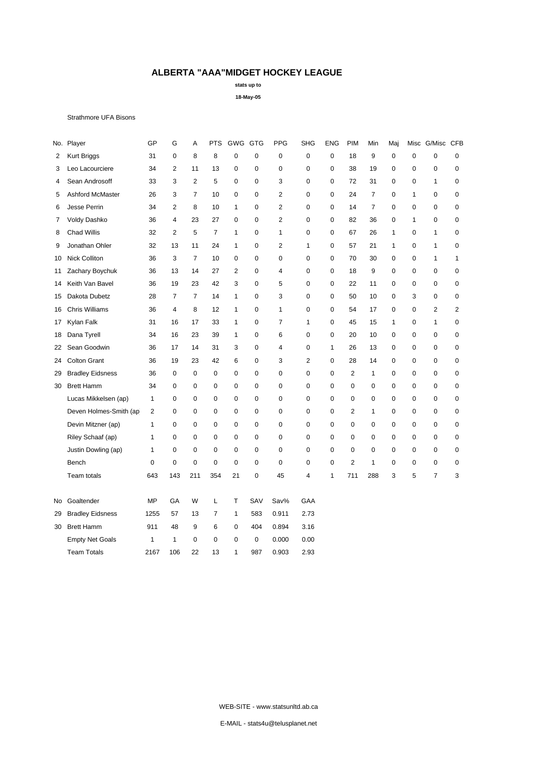# ALBERTA "AAA"MIDGET HOCKEY LEAGUE

**stats up to**

**18-May-05**

Strathmore UFA Bisons

| No. | Player | GP | G | A | PTS | GWG | GTG | PPG | SHG | ENG | PIM | Min | Maj | Misc | G/Misc | CFB |
|---|---|---|---|---|---|---|---|---|---|---|---|---|---|---|---|---|
| 2 | Kurt Briggs | 31 | 0 | 8 | 8 | 0 | 0 | 0 | 0 | 0 | 18 | 9 | 0 | 0 | 0 | 0 |
| 3 | Leo Lacourciere | 34 | 2 | 11 | 13 | 0 | 0 | 0 | 0 | 0 | 38 | 19 | 0 | 0 | 0 | 0 |
| 4 | Sean Androsoff | 33 | 3 | 2 | 5 | 0 | 0 | 3 | 0 | 0 | 72 | 31 | 0 | 0 | 1 | 0 |
| 5 | Ashford McMaster | 26 | 3 | 7 | 10 | 0 | 0 | 2 | 0 | 0 | 24 | 7 | 0 | 1 | 0 | 0 |
| 6 | Jesse Perrin | 34 | 2 | 8 | 10 | 1 | 0 | 2 | 0 | 0 | 14 | 7 | 0 | 0 | 0 | 0 |
| 7 | Voldy Dashko | 36 | 4 | 23 | 27 | 0 | 0 | 2 | 0 | 0 | 82 | 36 | 0 | 1 | 0 | 0 |
| 8 | Chad Willis | 32 | 2 | 5 | 7 | 1 | 0 | 1 | 0 | 0 | 67 | 26 | 1 | 0 | 1 | 0 |
| 9 | Jonathan Ohler | 32 | 13 | 11 | 24 | 1 | 0 | 2 | 1 | 0 | 57 | 21 | 1 | 0 | 1 | 0 |
| 10 | Nick Colliton | 36 | 3 | 7 | 10 | 0 | 0 | 0 | 0 | 0 | 70 | 30 | 0 | 0 | 1 | 1 |
| 11 | Zachary Boychuk | 36 | 13 | 14 | 27 | 2 | 0 | 4 | 0 | 0 | 18 | 9 | 0 | 0 | 0 | 0 |
| 14 | Keith Van Bavel | 36 | 19 | 23 | 42 | 3 | 0 | 5 | 0 | 0 | 22 | 11 | 0 | 0 | 0 | 0 |
| 15 | Dakota Dubetz | 28 | 7 | 7 | 14 | 1 | 0 | 3 | 0 | 0 | 50 | 10 | 0 | 3 | 0 | 0 |
| 16 | Chris Williams | 36 | 4 | 8 | 12 | 1 | 0 | 1 | 0 | 0 | 54 | 17 | 0 | 0 | 2 | 2 |
| 17 | Kylan Falk | 31 | 16 | 17 | 33 | 1 | 0 | 7 | 1 | 0 | 45 | 15 | 1 | 0 | 1 | 0 |
| 18 | Dana Tyrell | 34 | 16 | 23 | 39 | 1 | 0 | 6 | 0 | 0 | 20 | 10 | 0 | 0 | 0 | 0 |
| 22 | Sean Goodwin | 36 | 17 | 14 | 31 | 3 | 0 | 4 | 0 | 1 | 26 | 13 | 0 | 0 | 0 | 0 |
| 24 | Colton Grant | 36 | 19 | 23 | 42 | 6 | 0 | 3 | 2 | 0 | 28 | 14 | 0 | 0 | 0 | 0 |
| 29 | Bradley Eidsness | 36 | 0 | 0 | 0 | 0 | 0 | 0 | 0 | 0 | 2 | 1 | 0 | 0 | 0 | 0 |
| 30 | Brett Hamm | 34 | 0 | 0 | 0 | 0 | 0 | 0 | 0 | 0 | 0 | 0 | 0 | 0 | 0 | 0 |
| | Lucas Mikkelsen (ap) | 1 | 0 | 0 | 0 | 0 | 0 | 0 | 0 | 0 | 0 | 0 | 0 | 0 | 0 | 0 |
| | Deven Holmes-Smith (ap | 2 | 0 | 0 | 0 | 0 | 0 | 0 | 0 | 0 | 2 | 1 | 0 | 0 | 0 | 0 |
| | Devin Mitzner (ap) | 1 | 0 | 0 | 0 | 0 | 0 | 0 | 0 | 0 | 0 | 0 | 0 | 0 | 0 | 0 |
| | Riley Schaaf (ap) | 1 | 0 | 0 | 0 | 0 | 0 | 0 | 0 | 0 | 0 | 0 | 0 | 0 | 0 | 0 |
| | Justin Dowling (ap) | 1 | 0 | 0 | 0 | 0 | 0 | 0 | 0 | 0 | 0 | 0 | 0 | 0 | 0 | 0 |
| | Bench | 0 | 0 | 0 | 0 | 0 | 0 | 0 | 0 | 0 | 2 | 1 | 0 | 0 | 0 | 0 |
| | Team totals | 643 | 143 | 211 | 354 | 21 | 0 | 45 | 4 | 1 | 711 | 288 | 3 | 5 | 7 | 3 |

| No | Goaltender | MP | GA | W | L | T | SAV | Sav% | GAA |
|---|---|---|---|---|---|---|---|---|---|
| 29 | Bradley Eidsness | 1255 | 57 | 13 | 7 | 1 | 583 | 0.911 | 2.73 |
| 30 | Brett Hamm | 911 | 48 | 9 | 6 | 0 | 404 | 0.894 | 3.16 |
| | Empty Net Goals | 1 | 1 | 0 | 0 | 0 | 0 | 0.000 | 0.00 |
| | Team Totals | 2167 | 106 | 22 | 13 | 1 | 987 | 0.903 | 2.93 |

WEB-SITE - www.statsunltd.ab.ca

E-MAIL - stats4u@telusplanet.net